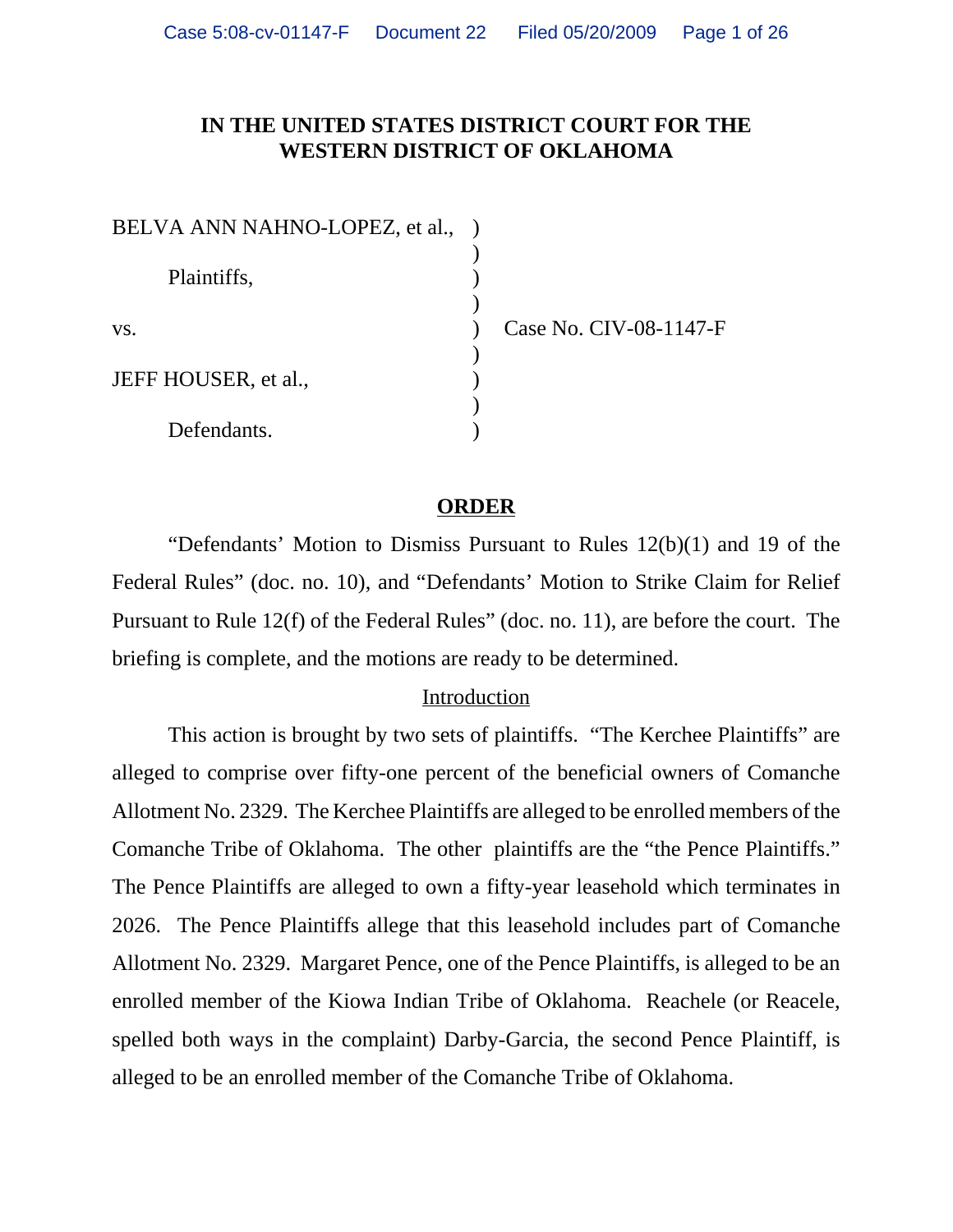# IN THE UNITED STATES DISTRICT COURT FOR THE WESTERN DISTRICT OF OKLAHOMA

BELVA ANN NAHNO-LOPEZ, et al.,

Plaintiffs,

vs.

JEFF HOUSER, et al.,

Defendants.

Case No. CIV-08-1147-F

## ORDER

"Defendants' Motion to Dismiss Pursuant to Rules 12(b)(1) and 19 of the Federal Rules" (doc. no. 10), and "Defendants' Motion to Strike Claim for Relief Pursuant to Rule 12(f) of the Federal Rules" (doc. no. 11), are before the court. The briefing is complete, and the motions are ready to be determined.

### Introduction

This action is brought by two sets of plaintiffs. "The Kerchee Plaintiffs" are alleged to comprise over fifty-one percent of the beneficial owners of Comanche Allotment No. 2329. The Kerchee Plaintiffs are alleged to be enrolled members of the Comanche Tribe of Oklahoma. The other plaintiffs are the "the Pence Plaintiffs." The Pence Plaintiffs are alleged to own a fifty-year leasehold which terminates in 2026. The Pence Plaintiffs allege that this leasehold includes part of Comanche Allotment No. 2329. Margaret Pence, one of the Pence Plaintiffs, is alleged to be an enrolled member of the Kiowa Indian Tribe of Oklahoma. Reachele (or Reacele, spelled both ways in the complaint) Darby-Garcia, the second Pence Plaintiff, is alleged to be an enrolled member of the Comanche Tribe of Oklahoma.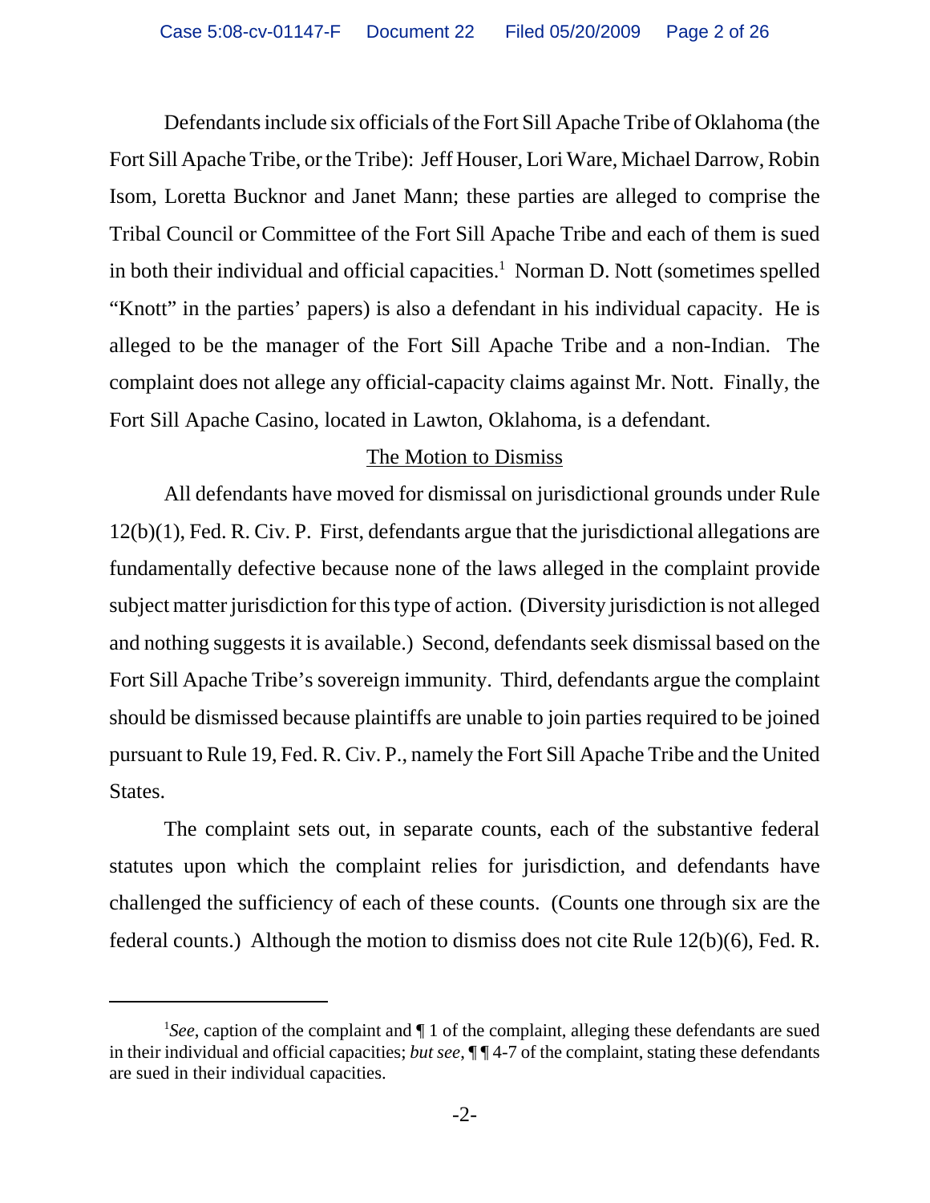Defendants include six officials of the Fort Sill Apache Tribe of Oklahoma (the Fort Sill Apache Tribe, or the Tribe): Jeff Houser, Lori Ware, Michael Darrow, Robin Isom, Loretta Bucknor and Janet Mann; these parties are alleged to comprise the Tribal Council or Committee of the Fort Sill Apache Tribe and each of them is sued in both their individual and official capacities.[1] Norman D. Nott (sometimes spelled "Knott" in the parties' papers) is also a defendant in his individual capacity. He is alleged to be the manager of the Fort Sill Apache Tribe and a non-Indian. The complaint does not allege any official-capacity claims against Mr. Nott. Finally, the Fort Sill Apache Casino, located in Lawton, Oklahoma, is a defendant.

## The Motion to Dismiss

All defendants have moved for dismissal on jurisdictional grounds under Rule 12(b)(1), Fed. R. Civ. P. First, defendants argue that the jurisdictional allegations are fundamentally defective because none of the laws alleged in the complaint provide subject matter jurisdiction for this type of action. (Diversity jurisdiction is not alleged and nothing suggests it is available.) Second, defendants seek dismissal based on the Fort Sill Apache Tribe's sovereign immunity. Third, defendants argue the complaint should be dismissed because plaintiffs are unable to join parties required to be joined pursuant to Rule 19, Fed. R. Civ. P., namely the Fort Sill Apache Tribe and the United States.

The complaint sets out, in separate counts, each of the substantive federal statutes upon which the complaint relies for jurisdiction, and defendants have challenged the sufficiency of each of these counts. (Counts one through six are the federal counts.) Although the motion to dismiss does not cite Rule 12(b)(6), Fed. R.

---

[1] *See*, caption of the complaint and ¶ 1 of the complaint, alleging these defendants are sued in their individual and official capacities; *but see*, ¶ ¶ 4-7 of the complaint, stating these defendants are sued in their individual capacities.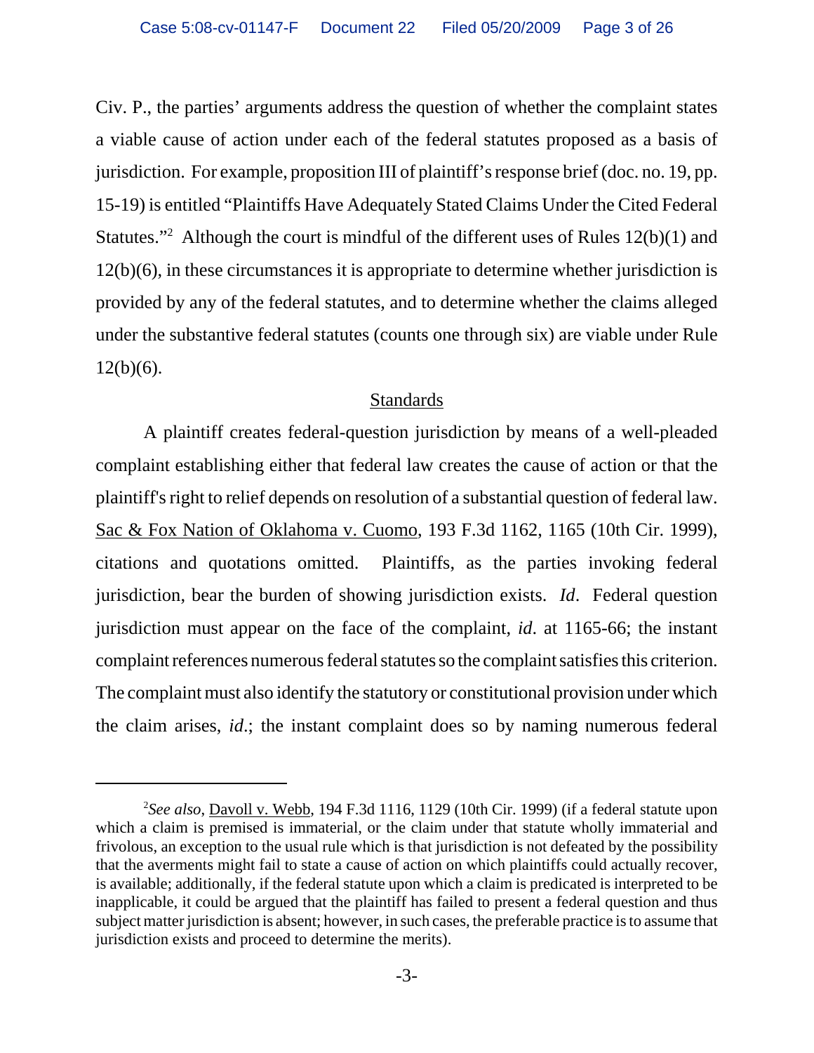Civ. P., the parties' arguments address the question of whether the complaint states a viable cause of action under each of the federal statutes proposed as a basis of jurisdiction. For example, proposition III of plaintiff's response brief (doc. no. 19, pp. 15-19) is entitled "Plaintiffs Have Adequately Stated Claims Under the Cited Federal Statutes."[2] Although the court is mindful of the different uses of Rules 12(b)(1) and 12(b)(6), in these circumstances it is appropriate to determine whether jurisdiction is provided by any of the federal statutes, and to determine whether the claims alleged under the substantive federal statutes (counts one through six) are viable under Rule 12(b)(6).

## Standards

A plaintiff creates federal-question jurisdiction by means of a well-pleaded complaint establishing either that federal law creates the cause of action or that the plaintiff's right to relief depends on resolution of a substantial question of federal law. Sac & Fox Nation of Oklahoma v. Cuomo, 193 F.3d 1162, 1165 (10th Cir. 1999), citations and quotations omitted. Plaintiffs, as the parties invoking federal jurisdiction, bear the burden of showing jurisdiction exists. *Id*. Federal question jurisdiction must appear on the face of the complaint, *id*. at 1165-66; the instant complaint references numerous federal statutes so the complaint satisfies this criterion. The complaint must also identify the statutory or constitutional provision under which the claim arises, *id*.; the instant complaint does so by naming numerous federal

---

[2] *See also*, Davoll v. Webb, 194 F.3d 1116, 1129 (10th Cir. 1999) (if a federal statute upon which a claim is premised is immaterial, or the claim under that statute wholly immaterial and frivolous, an exception to the usual rule which is that jurisdiction is not defeated by the possibility that the averments might fail to state a cause of action on which plaintiffs could actually recover, is available; additionally, if the federal statute upon which a claim is predicated is interpreted to be inapplicable, it could be argued that the plaintiff has failed to present a federal question and thus subject matter jurisdiction is absent; however, in such cases, the preferable practice is to assume that jurisdiction exists and proceed to determine the merits).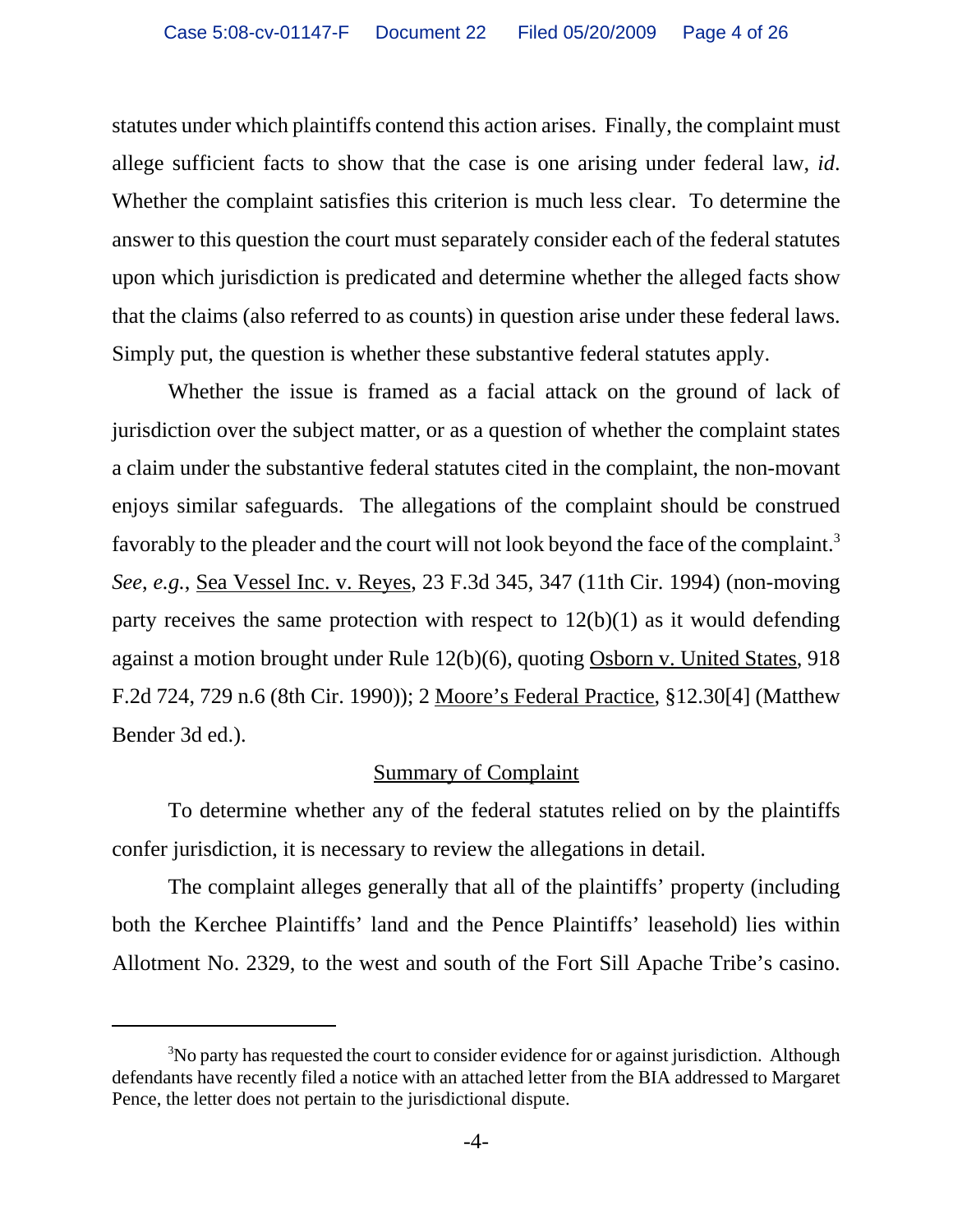statutes under which plaintiffs contend this action arises. Finally, the complaint must allege sufficient facts to show that the case is one arising under federal law, *id*. Whether the complaint satisfies this criterion is much less clear. To determine the answer to this question the court must separately consider each of the federal statutes upon which jurisdiction is predicated and determine whether the alleged facts show that the claims (also referred to as counts) in question arise under these federal laws. Simply put, the question is whether these substantive federal statutes apply.

Whether the issue is framed as a facial attack on the ground of lack of jurisdiction over the subject matter, or as a question of whether the complaint states a claim under the substantive federal statutes cited in the complaint, the non-movant enjoys similar safeguards. The allegations of the complaint should be construed favorably to the pleader and the court will not look beyond the face of the complaint.[3] *See, e.g.*, Sea Vessel Inc. v. Reyes, 23 F.3d 345, 347 (11th Cir. 1994) (non-moving party receives the same protection with respect to 12(b)(1) as it would defending against a motion brought under Rule 12(b)(6), quoting Osborn v. United States, 918 F.2d 724, 729 n.6 (8th Cir. 1990)); 2 Moore's Federal Practice, §12.30[4] (Matthew Bender 3d ed.).

## Summary of Complaint

To determine whether any of the federal statutes relied on by the plaintiffs confer jurisdiction, it is necessary to review the allegations in detail.

The complaint alleges generally that all of the plaintiffs' property (including both the Kerchee Plaintiffs' land and the Pence Plaintiffs' leasehold) lies within Allotment No. 2329, to the west and south of the Fort Sill Apache Tribe's casino.

---

[3]No party has requested the court to consider evidence for or against jurisdiction. Although defendants have recently filed a notice with an attached letter from the BIA addressed to Margaret Pence, the letter does not pertain to the jurisdictional dispute.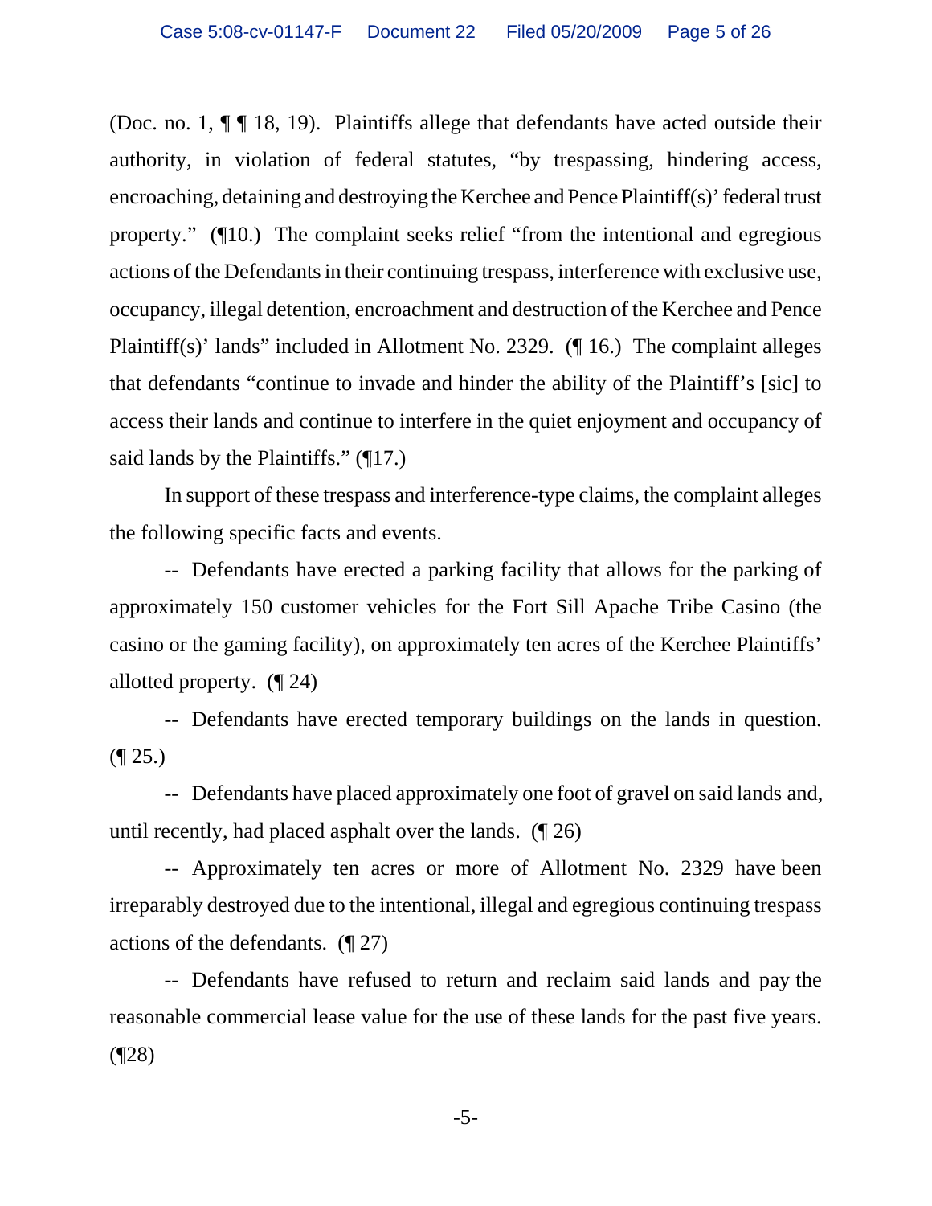(Doc. no. 1, ¶ ¶ 18, 19). Plaintiffs allege that defendants have acted outside their authority, in violation of federal statutes, "by trespassing, hindering access, encroaching, detaining and destroying the Kerchee and Pence Plaintiff(s)' federal trust property." (¶10.) The complaint seeks relief "from the intentional and egregious actions of the Defendants in their continuing trespass, interference with exclusive use, occupancy, illegal detention, encroachment and destruction of the Kerchee and Pence Plaintiff(s)' lands" included in Allotment No. 2329. (¶ 16.) The complaint alleges that defendants "continue to invade and hinder the ability of the Plaintiff's [sic] to access their lands and continue to interfere in the quiet enjoyment and occupancy of said lands by the Plaintiffs." (¶17.)

In support of these trespass and interference-type claims, the complaint alleges the following specific facts and events.

-- Defendants have erected a parking facility that allows for the parking of approximately 150 customer vehicles for the Fort Sill Apache Tribe Casino (the casino or the gaming facility), on approximately ten acres of the Kerchee Plaintiffs' allotted property. (¶ 24)

-- Defendants have erected temporary buildings on the lands in question. (¶ 25.)

-- Defendants have placed approximately one foot of gravel on said lands and, until recently, had placed asphalt over the lands. (¶ 26)

-- Approximately ten acres or more of Allotment No. 2329 have been irreparably destroyed due to the intentional, illegal and egregious continuing trespass actions of the defendants. (¶ 27)

-- Defendants have refused to return and reclaim said lands and pay the reasonable commercial lease value for the use of these lands for the past five years. (¶28)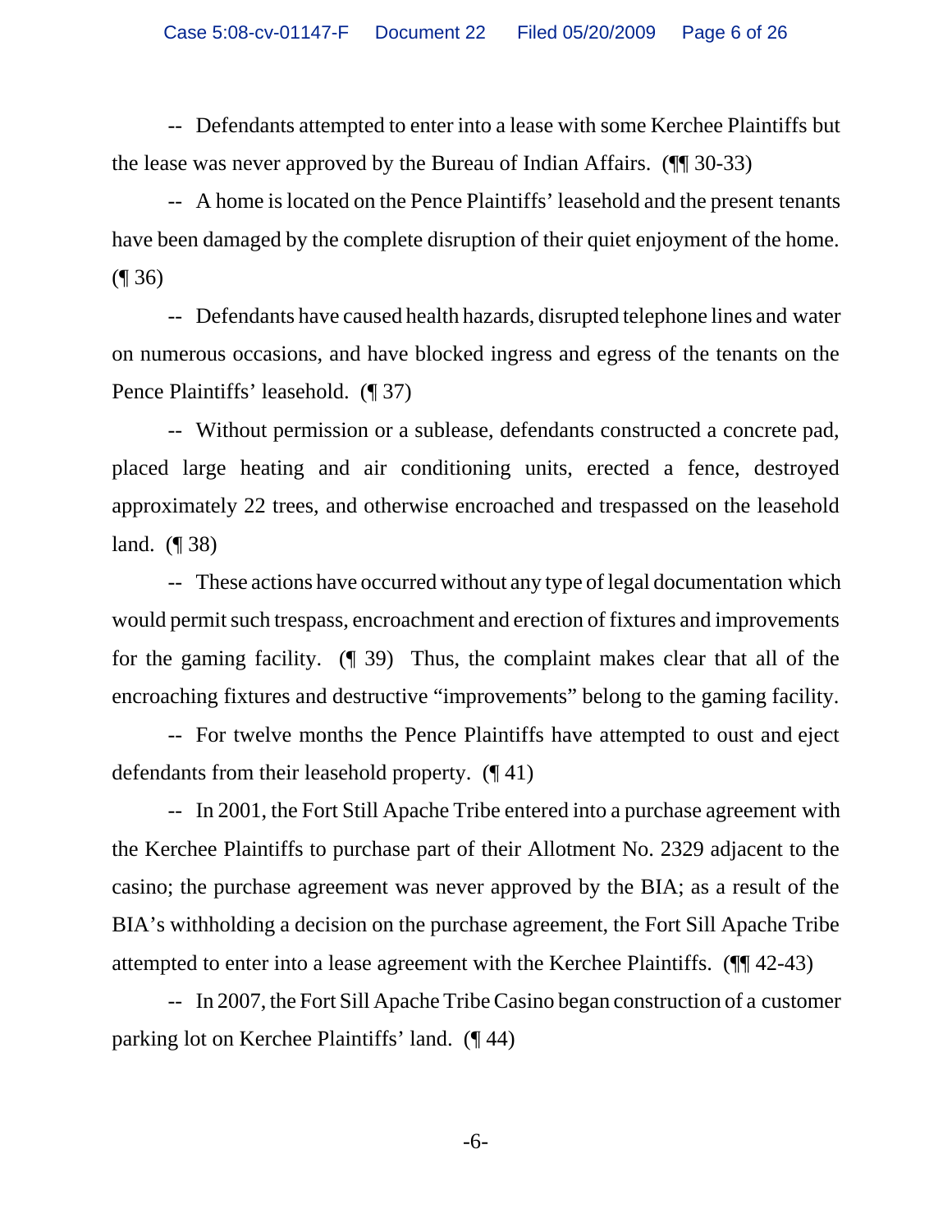-- Defendants attempted to enter into a lease with some Kerchee Plaintiffs but the lease was never approved by the Bureau of Indian Affairs. (¶¶ 30-33)

-- A home is located on the Pence Plaintiffs' leasehold and the present tenants have been damaged by the complete disruption of their quiet enjoyment of the home. (¶ 36)

-- Defendants have caused health hazards, disrupted telephone lines and water on numerous occasions, and have blocked ingress and egress of the tenants on the Pence Plaintiffs' leasehold. (¶ 37)

-- Without permission or a sublease, defendants constructed a concrete pad, placed large heating and air conditioning units, erected a fence, destroyed approximately 22 trees, and otherwise encroached and trespassed on the leasehold land. (¶ 38)

-- These actions have occurred without any type of legal documentation which would permit such trespass, encroachment and erection of fixtures and improvements for the gaming facility. (¶ 39) Thus, the complaint makes clear that all of the encroaching fixtures and destructive "improvements" belong to the gaming facility.

-- For twelve months the Pence Plaintiffs have attempted to oust and eject defendants from their leasehold property. (¶ 41)

-- In 2001, the Fort Still Apache Tribe entered into a purchase agreement with the Kerchee Plaintiffs to purchase part of their Allotment No. 2329 adjacent to the casino; the purchase agreement was never approved by the BIA; as a result of the BIA's withholding a decision on the purchase agreement, the Fort Sill Apache Tribe attempted to enter into a lease agreement with the Kerchee Plaintiffs. (¶¶ 42-43)

-- In 2007, the Fort Sill Apache Tribe Casino began construction of a customer parking lot on Kerchee Plaintiffs' land. (¶ 44)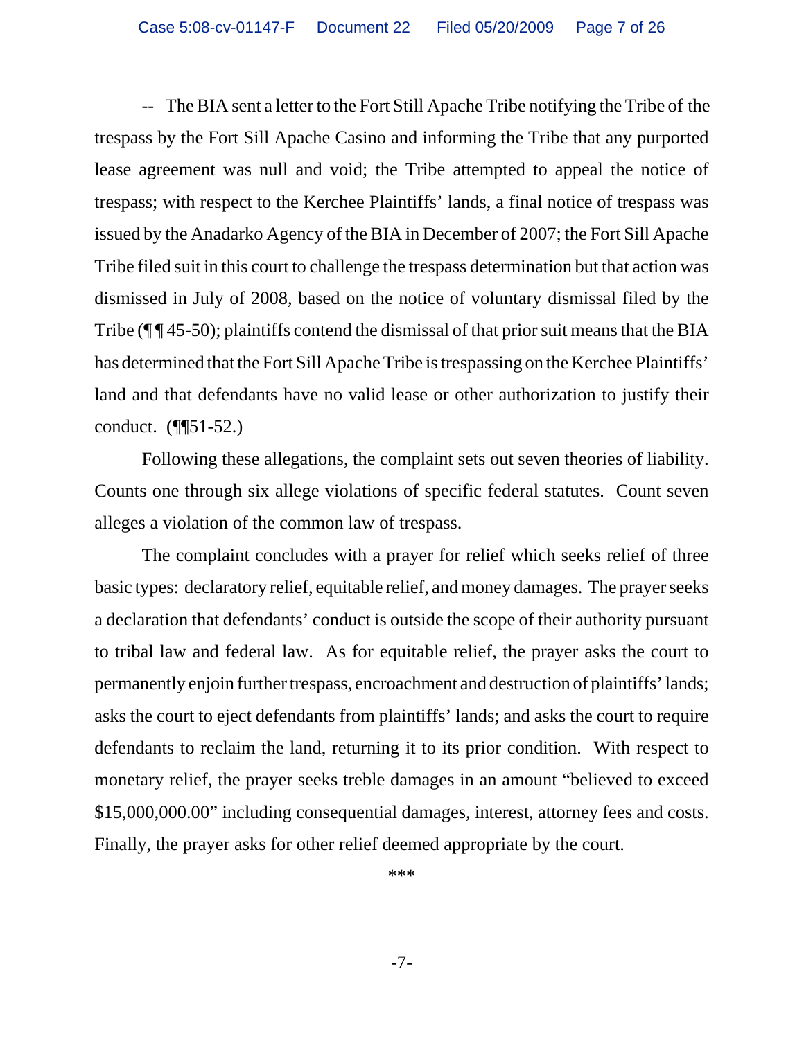-- The BIA sent a letter to the Fort Still Apache Tribe notifying the Tribe of the trespass by the Fort Sill Apache Casino and informing the Tribe that any purported lease agreement was null and void; the Tribe attempted to appeal the notice of trespass; with respect to the Kerchee Plaintiffs' lands, a final notice of trespass was issued by the Anadarko Agency of the BIA in December of 2007; the Fort Sill Apache Tribe filed suit in this court to challenge the trespass determination but that action was dismissed in July of 2008, based on the notice of voluntary dismissal filed by the Tribe (¶ ¶ 45-50); plaintiffs contend the dismissal of that prior suit means that the BIA has determined that the Fort Sill Apache Tribe is trespassing on the Kerchee Plaintiffs' land and that defendants have no valid lease or other authorization to justify their conduct. (¶¶51-52.)

Following these allegations, the complaint sets out seven theories of liability. Counts one through six allege violations of specific federal statutes. Count seven alleges a violation of the common law of trespass.

The complaint concludes with a prayer for relief which seeks relief of three basic types: declaratory relief, equitable relief, and money damages. The prayer seeks a declaration that defendants' conduct is outside the scope of their authority pursuant to tribal law and federal law. As for equitable relief, the prayer asks the court to permanently enjoin further trespass, encroachment and destruction of plaintiffs' lands; asks the court to eject defendants from plaintiffs' lands; and asks the court to require defendants to reclaim the land, returning it to its prior condition. With respect to monetary relief, the prayer seeks treble damages in an amount "believed to exceed $15,000,000.00" including consequential damages, interest, attorney fees and costs. Finally, the prayer asks for other relief deemed appropriate by the court.

***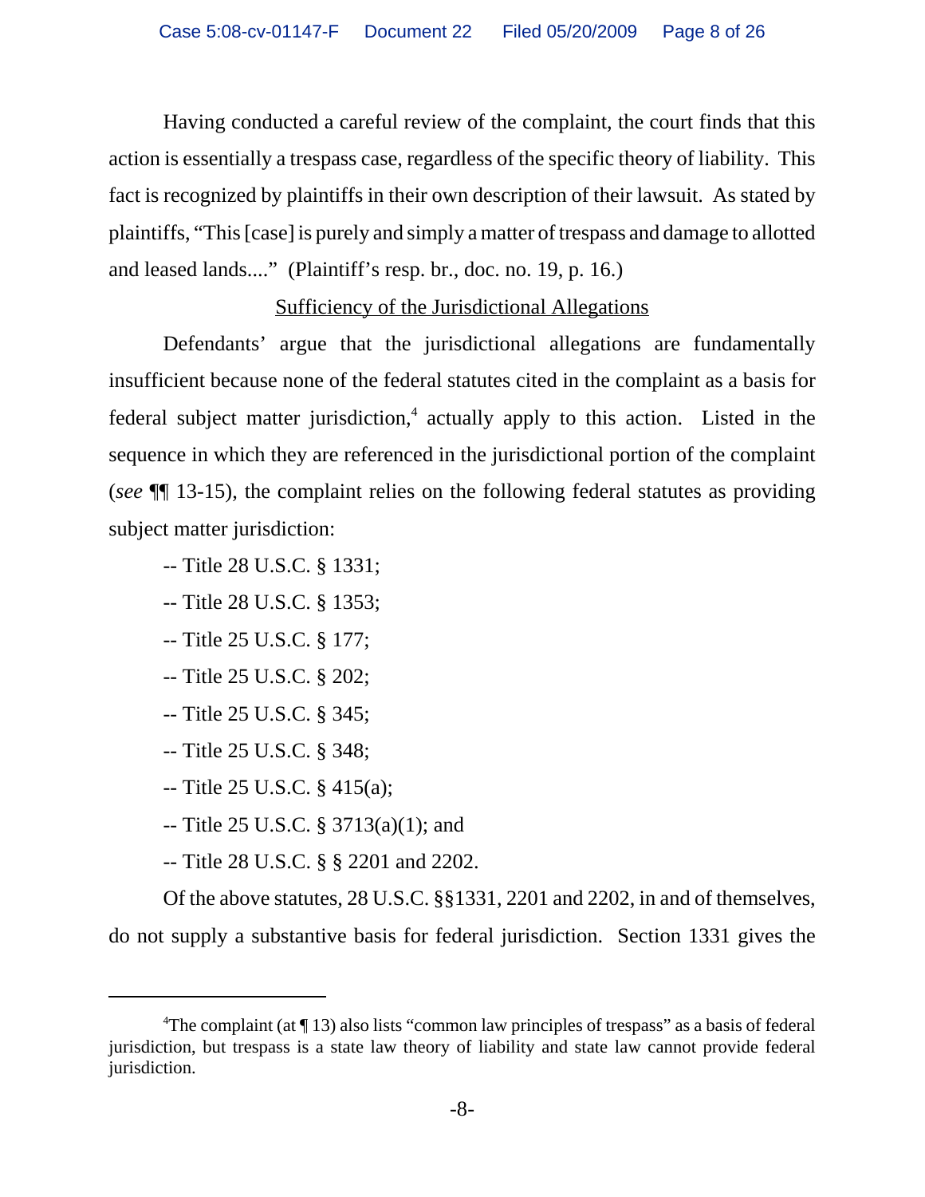Having conducted a careful review of the complaint, the court finds that this action is essentially a trespass case, regardless of the specific theory of liability. This fact is recognized by plaintiffs in their own description of their lawsuit. As stated by plaintiffs, "This [case] is purely and simply a matter of trespass and damage to allotted and leased lands...." (Plaintiff's resp. br., doc. no. 19, p. 16.)

Sufficiency of the Jurisdictional Allegations

Defendants' argue that the jurisdictional allegations are fundamentally insufficient because none of the federal statutes cited in the complaint as a basis for federal subject matter jurisdiction,[4] actually apply to this action. Listed in the sequence in which they are referenced in the jurisdictional portion of the complaint (*see* ¶¶ 13-15), the complaint relies on the following federal statutes as providing subject matter jurisdiction:

-- Title 28 U.S.C. § 1331;

-- Title 28 U.S.C. § 1353;

-- Title 25 U.S.C. § 177;

-- Title 25 U.S.C. § 202;

-- Title 25 U.S.C. § 345;

-- Title 25 U.S.C. § 348;

-- Title 25 U.S.C. § 415(a);

-- Title 25 U.S.C. § 3713(a)(1); and

-- Title 28 U.S.C. § § 2201 and 2202.

Of the above statutes, 28 U.S.C. §§1331, 2201 and 2202, in and of themselves, do not supply a substantive basis for federal jurisdiction. Section 1331 gives the

---

[4]The complaint (at ¶ 13) also lists "common law principles of trespass" as a basis of federal jurisdiction, but trespass is a state law theory of liability and state law cannot provide federal jurisdiction.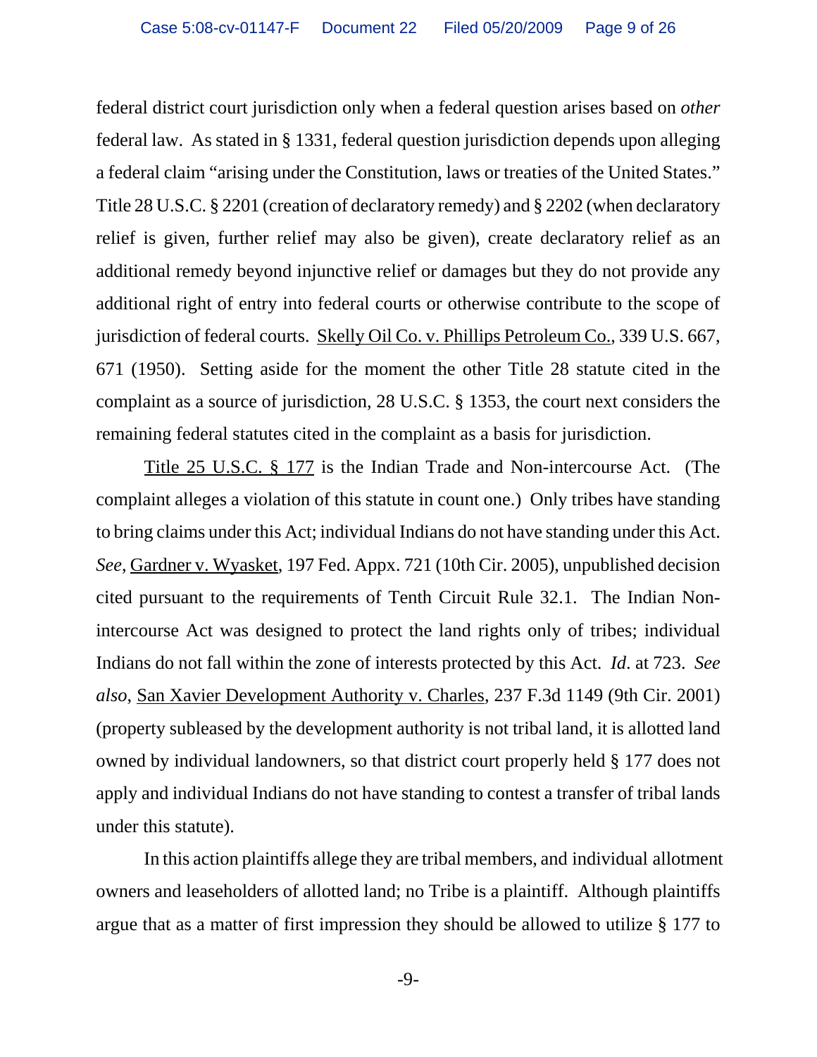federal district court jurisdiction only when a federal question arises based on *other* federal law. As stated in § 1331, federal question jurisdiction depends upon alleging a federal claim "arising under the Constitution, laws or treaties of the United States." Title 28 U.S.C. § 2201 (creation of declaratory remedy) and § 2202 (when declaratory relief is given, further relief may also be given), create declaratory relief as an additional remedy beyond injunctive relief or damages but they do not provide any additional right of entry into federal courts or otherwise contribute to the scope of jurisdiction of federal courts. Skelly Oil Co. v. Phillips Petroleum Co., 339 U.S. 667, 671 (1950). Setting aside for the moment the other Title 28 statute cited in the complaint as a source of jurisdiction, 28 U.S.C. § 1353, the court next considers the remaining federal statutes cited in the complaint as a basis for jurisdiction.

Title 25 U.S.C. § 177 is the Indian Trade and Non-intercourse Act. (The complaint alleges a violation of this statute in count one.) Only tribes have standing to bring claims under this Act; individual Indians do not have standing under this Act. *See*, Gardner v. Wyasket, 197 Fed. Appx. 721 (10th Cir. 2005), unpublished decision cited pursuant to the requirements of Tenth Circuit Rule 32.1. The Indian Non-intercourse Act was designed to protect the land rights only of tribes; individual Indians do not fall within the zone of interests protected by this Act. *Id*. at 723. *See also*, San Xavier Development Authority v. Charles, 237 F.3d 1149 (9th Cir. 2001) (property subleased by the development authority is not tribal land, it is allotted land owned by individual landowners, so that district court properly held § 177 does not apply and individual Indians do not have standing to contest a transfer of tribal lands under this statute).

In this action plaintiffs allege they are tribal members, and individual allotment owners and leaseholders of allotted land; no Tribe is a plaintiff. Although plaintiffs argue that as a matter of first impression they should be allowed to utilize § 177 to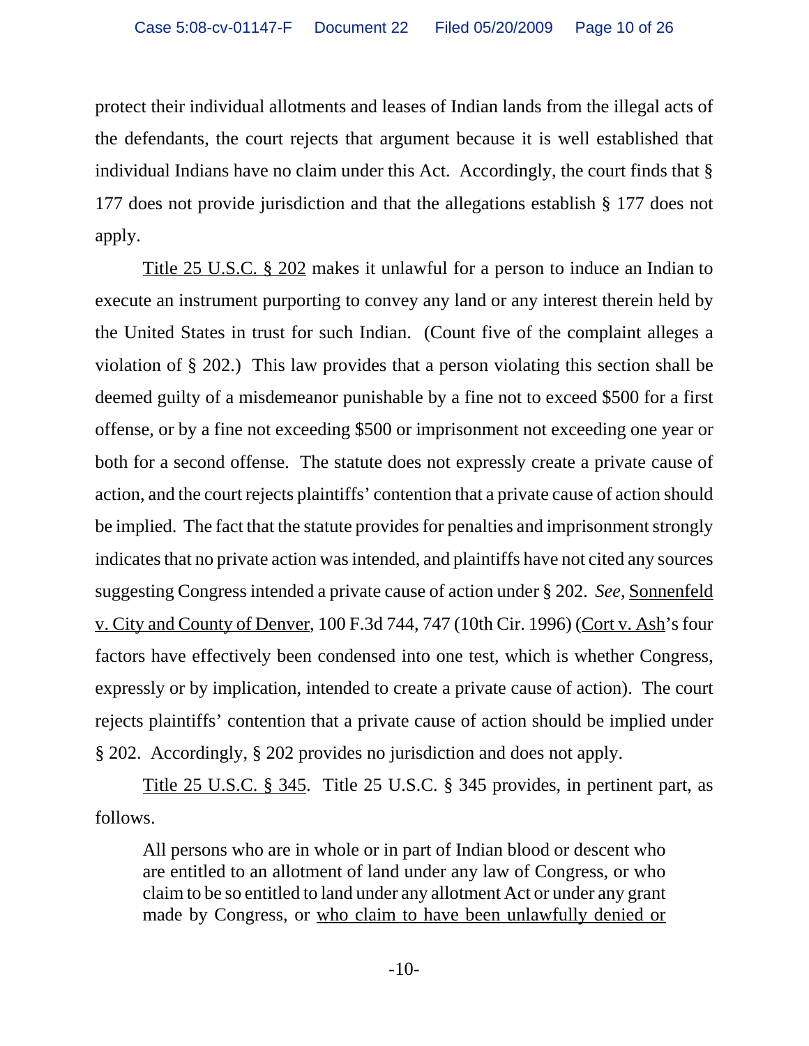protect their individual allotments and leases of Indian lands from the illegal acts of the defendants, the court rejects that argument because it is well established that individual Indians have no claim under this Act. Accordingly, the court finds that § 177 does not provide jurisdiction and that the allegations establish § 177 does not apply.

<u>Title 25 U.S.C. § 202</u> makes it unlawful for a person to induce an Indian to execute an instrument purporting to convey any land or any interest therein held by the United States in trust for such Indian. (Count five of the complaint alleges a violation of § 202.) This law provides that a person violating this section shall be deemed guilty of a misdemeanor punishable by a fine not to exceed $500 for a first offense, or by a fine not exceeding $500 or imprisonment not exceeding one year or both for a second offense. The statute does not expressly create a private cause of action, and the court rejects plaintiffs' contention that a private cause of action should be implied. The fact that the statute provides for penalties and imprisonment strongly indicates that no private action was intended, and plaintiffs have not cited any sources suggesting Congress intended a private cause of action under § 202. *See*, <u>Sonnenfeld v. City and County of Denver</u>, 100 F.3d 744, 747 (10th Cir. 1996) (<u>Cort v. Ash</u>'s four factors have effectively been condensed into one test, which is whether Congress, expressly or by implication, intended to create a private cause of action). The court rejects plaintiffs' contention that a private cause of action should be implied under § 202. Accordingly, § 202 provides no jurisdiction and does not apply.

<u>Title 25 U.S.C. § 345</u>. Title 25 U.S.C. § 345 provides, in pertinent part, as follows.

> All persons who are in whole or in part of Indian blood or descent who are entitled to an allotment of land under any law of Congress, or who claim to be so entitled to land under any allotment Act or under any grant made by Congress, or <u>who claim to have been unlawfully denied or</u>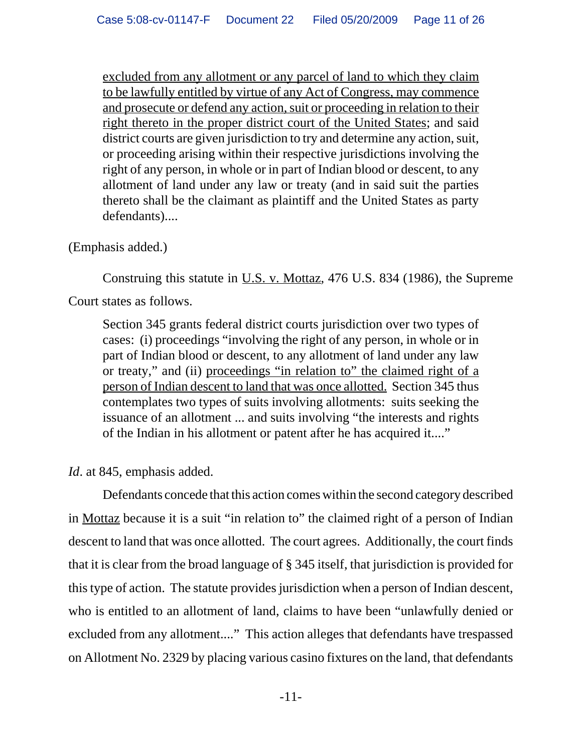> <u>excluded from any allotment or any parcel of land to which they claim to be lawfully entitled by virtue of any Act of Congress, may commence and prosecute or defend any action, suit or proceeding in relation to their right thereto in the proper district court of the United States</u>; and said district courts are given jurisdiction to try and determine any action, suit, or proceeding arising within their respective jurisdictions involving the right of any person, in whole or in part of Indian blood or descent, to any allotment of land under any law or treaty (and in said suit the parties thereto shall be the claimant as plaintiff and the United States as party defendants)....

(Emphasis added.)

Construing this statute in <u>U.S. v. Mottaz</u>, 476 U.S. 834 (1986), the Supreme Court states as follows.

> Section 345 grants federal district courts jurisdiction over two types of cases: (i) proceedings "involving the right of any person, in whole or in part of Indian blood or descent, to any allotment of land under any law or treaty," and (ii) <u>proceedings "in relation to" the claimed right of a person of Indian descent to land that was once allotted.</u> Section 345 thus contemplates two types of suits involving allotments: suits seeking the issuance of an allotment ... and suits involving "the interests and rights of the Indian in his allotment or patent after he has acquired it...."

*Id*. at 845, emphasis added.

Defendants concede that this action comes within the second category described in <u>Mottaz</u> because it is a suit "in relation to" the claimed right of a person of Indian descent to land that was once allotted. The court agrees. Additionally, the court finds that it is clear from the broad language of § 345 itself, that jurisdiction is provided for this type of action. The statute provides jurisdiction when a person of Indian descent, who is entitled to an allotment of land, claims to have been "unlawfully denied or excluded from any allotment...." This action alleges that defendants have trespassed on Allotment No. 2329 by placing various casino fixtures on the land, that defendants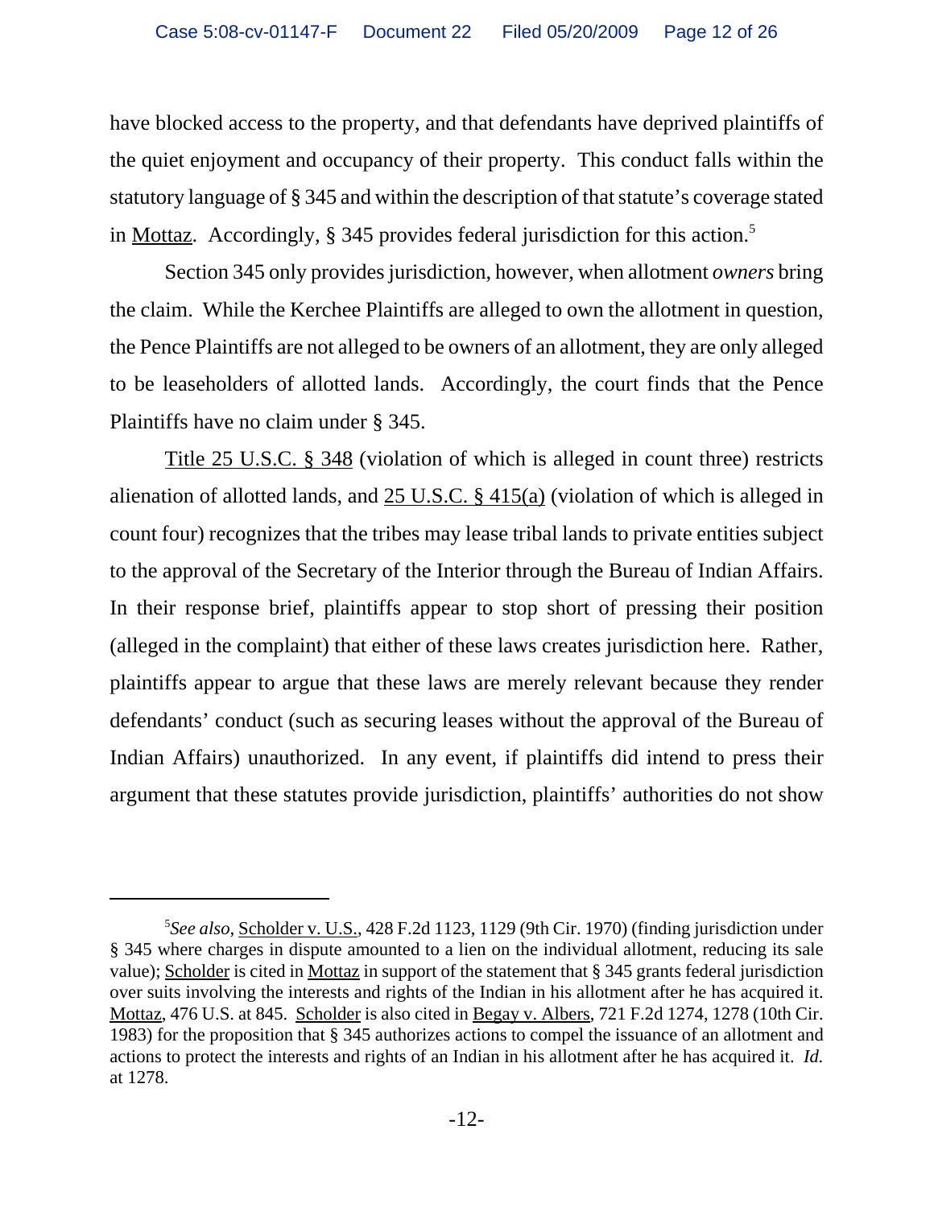have blocked access to the property, and that defendants have deprived plaintiffs of the quiet enjoyment and occupancy of their property. This conduct falls within the statutory language of § 345 and within the description of that statute's coverage stated in Mottaz. Accordingly, § 345 provides federal jurisdiction for this action.[5]

Section 345 only provides jurisdiction, however, when allotment *owners* bring the claim. While the Kerchee Plaintiffs are alleged to own the allotment in question, the Pence Plaintiffs are not alleged to be owners of an allotment, they are only alleged to be leaseholders of allotted lands. Accordingly, the court finds that the Pence Plaintiffs have no claim under § 345.

Title 25 U.S.C. § 348 (violation of which is alleged in count three) restricts alienation of allotted lands, and 25 U.S.C. § 415(a) (violation of which is alleged in count four) recognizes that the tribes may lease tribal lands to private entities subject to the approval of the Secretary of the Interior through the Bureau of Indian Affairs. In their response brief, plaintiffs appear to stop short of pressing their position (alleged in the complaint) that either of these laws creates jurisdiction here. Rather, plaintiffs appear to argue that these laws are merely relevant because they render defendants' conduct (such as securing leases without the approval of the Bureau of Indian Affairs) unauthorized. In any event, if plaintiffs did intend to press their argument that these statutes provide jurisdiction, plaintiffs' authorities do not show

---

[5] *See also*, Scholder v. U.S., 428 F.2d 1123, 1129 (9th Cir. 1970) (finding jurisdiction under § 345 where charges in dispute amounted to a lien on the individual allotment, reducing its sale value); Scholder is cited in Mottaz in support of the statement that § 345 grants federal jurisdiction over suits involving the interests and rights of the Indian in his allotment after he has acquired it. Mottaz, 476 U.S. at 845. Scholder is also cited in Begay v. Albers, 721 F.2d 1274, 1278 (10th Cir. 1983) for the proposition that § 345 authorizes actions to compel the issuance of an allotment and actions to protect the interests and rights of an Indian in his allotment after he has acquired it. *Id.* at 1278.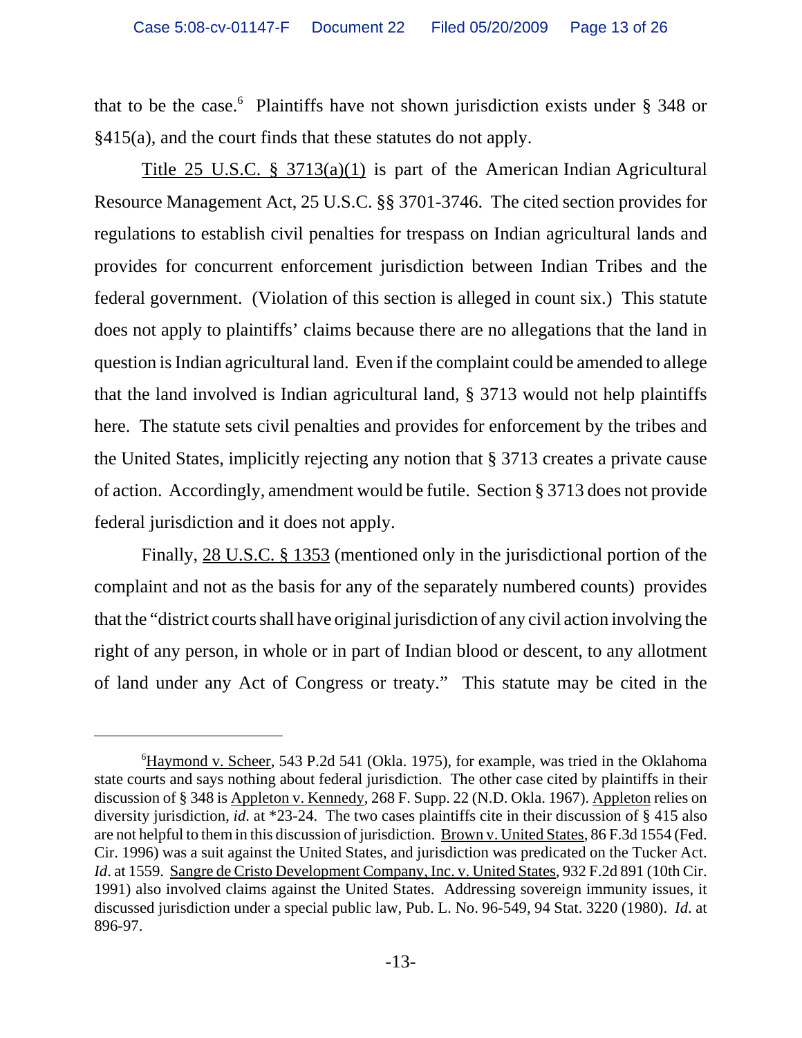that to be the case.[6] Plaintiffs have not shown jurisdiction exists under § 348 or §415(a), and the court finds that these statutes do not apply.

Title 25 U.S.C. § 3713(a)(1) is part of the American Indian Agricultural Resource Management Act, 25 U.S.C. §§ 3701-3746. The cited section provides for regulations to establish civil penalties for trespass on Indian agricultural lands and provides for concurrent enforcement jurisdiction between Indian Tribes and the federal government. (Violation of this section is alleged in count six.) This statute does not apply to plaintiffs' claims because there are no allegations that the land in question is Indian agricultural land. Even if the complaint could be amended to allege that the land involved is Indian agricultural land, § 3713 would not help plaintiffs here. The statute sets civil penalties and provides for enforcement by the tribes and the United States, implicitly rejecting any notion that § 3713 creates a private cause of action. Accordingly, amendment would be futile. Section § 3713 does not provide federal jurisdiction and it does not apply.

Finally, 28 U.S.C. § 1353 (mentioned only in the jurisdictional portion of the complaint and not as the basis for any of the separately numbered counts) provides that the "district courts shall have original jurisdiction of any civil action involving the right of any person, in whole or in part of Indian blood or descent, to any allotment of land under any Act of Congress or treaty." This statute may be cited in the

---

[6] Haymond v. Scheer, 543 P.2d 541 (Okla. 1975), for example, was tried in the Oklahoma state courts and says nothing about federal jurisdiction. The other case cited by plaintiffs in their discussion of § 348 is Appleton v. Kennedy, 268 F. Supp. 22 (N.D. Okla. 1967). Appleton relies on diversity jurisdiction, *id.* at *23-24. The two cases plaintiffs cite in their discussion of § 415 also are not helpful to them in this discussion of jurisdiction. Brown v. United States, 86 F.3d 1554 (Fed. Cir. 1996) was a suit against the United States, and jurisdiction was predicated on the Tucker Act. *Id.* at 1559. Sangre de Cristo Development Company, Inc. v. United States, 932 F.2d 891 (10th Cir. 1991) also involved claims against the United States. Addressing sovereign immunity issues, it discussed jurisdiction under a special public law, Pub. L. No. 96-549, 94 Stat. 3220 (1980). *Id.* at 896-97.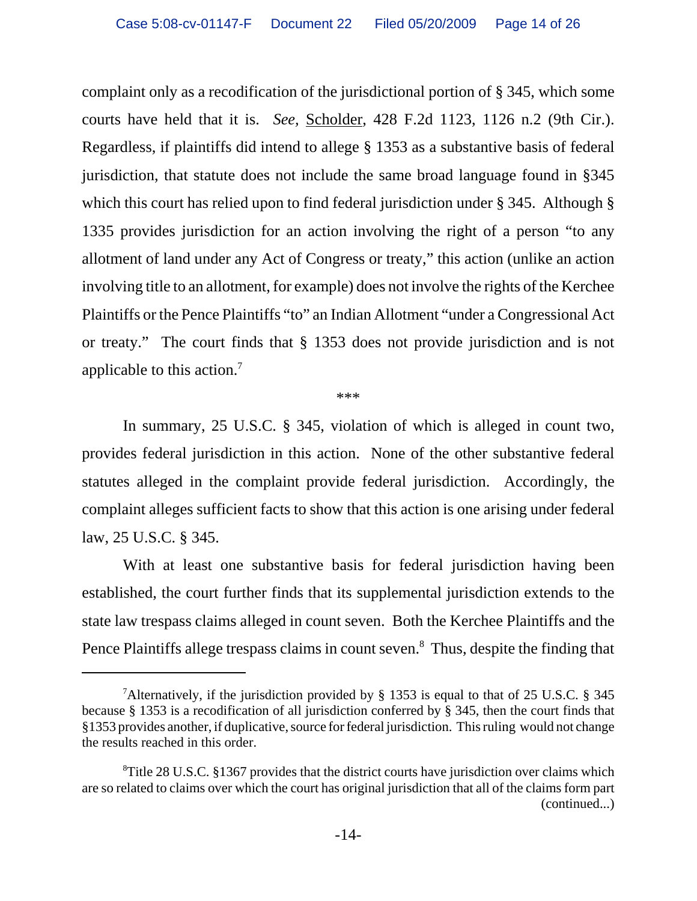complaint only as a recodification of the jurisdictional portion of § 345, which some courts have held that it is. *See*, Scholder, 428 F.2d 1123, 1126 n.2 (9th Cir.). Regardless, if plaintiffs did intend to allege § 1353 as a substantive basis of federal jurisdiction, that statute does not include the same broad language found in §345 which this court has relied upon to find federal jurisdiction under § 345. Although § 1335 provides jurisdiction for an action involving the right of a person "to any allotment of land under any Act of Congress or treaty," this action (unlike an action involving title to an allotment, for example) does not involve the rights of the Kerchee Plaintiffs or the Pence Plaintiffs "to" an Indian Allotment "under a Congressional Act or treaty." The court finds that § 1353 does not provide jurisdiction and is not applicable to this action.[7]

***

In summary, 25 U.S.C. § 345, violation of which is alleged in count two, provides federal jurisdiction in this action. None of the other substantive federal statutes alleged in the complaint provide federal jurisdiction. Accordingly, the complaint alleges sufficient facts to show that this action is one arising under federal law, 25 U.S.C. § 345.

With at least one substantive basis for federal jurisdiction having been established, the court further finds that its supplemental jurisdiction extends to the state law trespass claims alleged in count seven. Both the Kerchee Plaintiffs and the Pence Plaintiffs allege trespass claims in count seven.[8] Thus, despite the finding that

---

[7]Alternatively, if the jurisdiction provided by § 1353 is equal to that of 25 U.S.C. § 345 because § 1353 is a recodification of all jurisdiction conferred by § 345, then the court finds that §1353 provides another, if duplicative, source for federal jurisdiction. This ruling would not change the results reached in this order.

[8]Title 28 U.S.C. §1367 provides that the district courts have jurisdiction over claims which are so related to claims over which the court has original jurisdiction that all of the claims form part (continued...)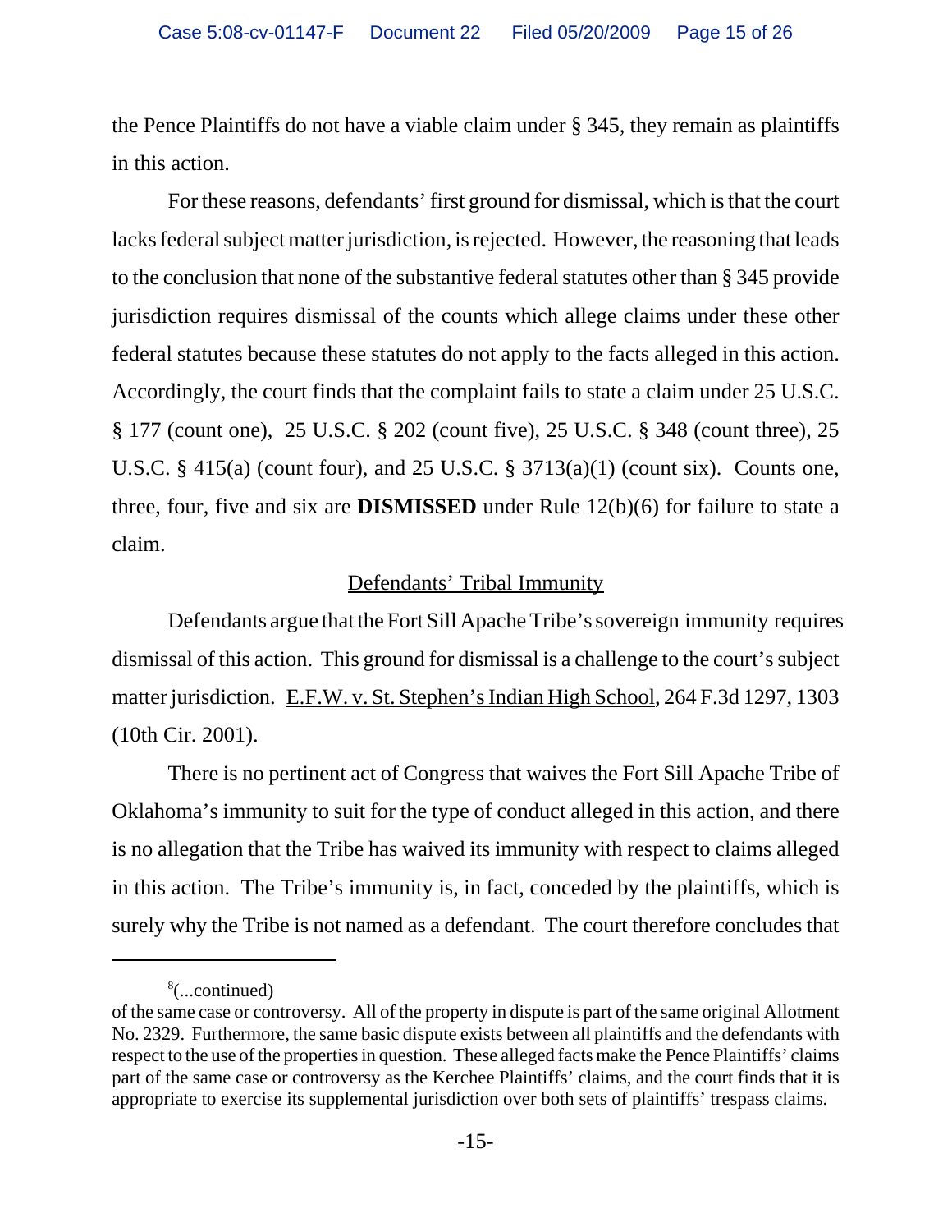the Pence Plaintiffs do not have a viable claim under § 345, they remain as plaintiffs in this action.

For these reasons, defendants' first ground for dismissal, which is that the court lacks federal subject matter jurisdiction, is rejected. However, the reasoning that leads to the conclusion that none of the substantive federal statutes other than § 345 provide jurisdiction requires dismissal of the counts which allege claims under these other federal statutes because these statutes do not apply to the facts alleged in this action. Accordingly, the court finds that the complaint fails to state a claim under 25 U.S.C. § 177 (count one), 25 U.S.C. § 202 (count five), 25 U.S.C. § 348 (count three), 25 U.S.C. § 415(a) (count four), and 25 U.S.C. § 3713(a)(1) (count six). Counts one, three, four, five and six are **DISMISSED** under Rule 12(b)(6) for failure to state a claim.

## Defendants' Tribal Immunity

Defendants argue that the Fort Sill Apache Tribe's sovereign immunity requires dismissal of this action. This ground for dismissal is a challenge to the court's subject matter jurisdiction. E.F.W. v. St. Stephen's Indian High School, 264 F.3d 1297, 1303 (10th Cir. 2001).

There is no pertinent act of Congress that waives the Fort Sill Apache Tribe of Oklahoma's immunity to suit for the type of conduct alleged in this action, and there is no allegation that the Tribe has waived its immunity with respect to claims alleged in this action. The Tribe's immunity is, in fact, conceded by the plaintiffs, which is surely why the Tribe is not named as a defendant. The court therefore concludes that

---

[8](...continued)
of the same case or controversy. All of the property in dispute is part of the same original Allotment No. 2329. Furthermore, the same basic dispute exists between all plaintiffs and the defendants with respect to the use of the properties in question. These alleged facts make the Pence Plaintiffs' claims part of the same case or controversy as the Kerchee Plaintiffs' claims, and the court finds that it is appropriate to exercise its supplemental jurisdiction over both sets of plaintiffs' trespass claims.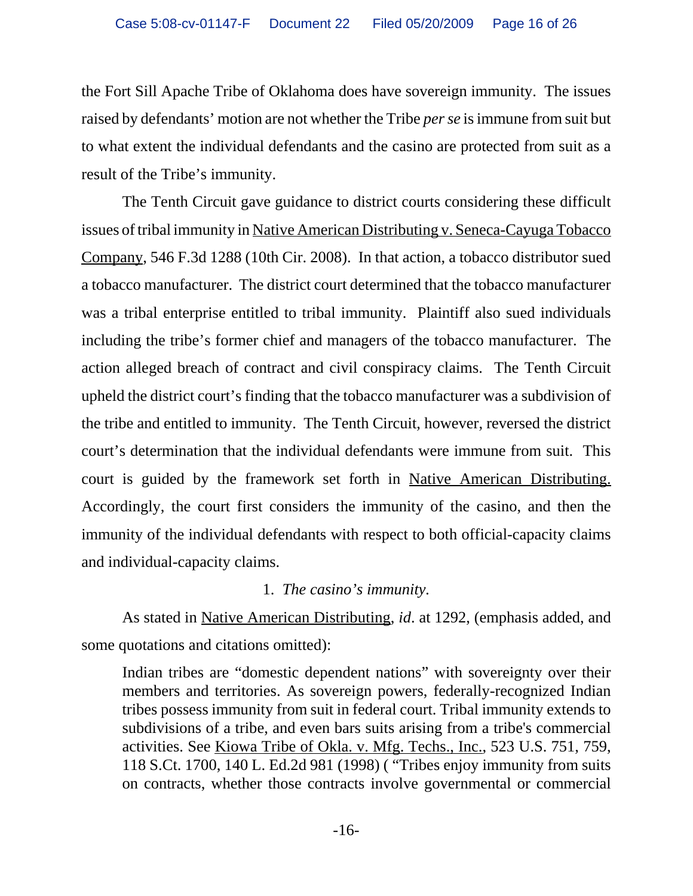the Fort Sill Apache Tribe of Oklahoma does have sovereign immunity. The issues raised by defendants' motion are not whether the Tribe *per se* is immune from suit but to what extent the individual defendants and the casino are protected from suit as a result of the Tribe's immunity.

The Tenth Circuit gave guidance to district courts considering these difficult issues of tribal immunity in Native American Distributing v. Seneca-Cayuga Tobacco Company, 546 F.3d 1288 (10th Cir. 2008). In that action, a tobacco distributor sued a tobacco manufacturer. The district court determined that the tobacco manufacturer was a tribal enterprise entitled to tribal immunity. Plaintiff also sued individuals including the tribe's former chief and managers of the tobacco manufacturer. The action alleged breach of contract and civil conspiracy claims. The Tenth Circuit upheld the district court's finding that the tobacco manufacturer was a subdivision of the tribe and entitled to immunity. The Tenth Circuit, however, reversed the district court's determination that the individual defendants were immune from suit. This court is guided by the framework set forth in Native American Distributing. Accordingly, the court first considers the immunity of the casino, and then the immunity of the individual defendants with respect to both official-capacity claims and individual-capacity claims.

1. *The casino's immunity.*

As stated in Native American Distributing, *id*. at 1292, (emphasis added, and some quotations and citations omitted):

> Indian tribes are "domestic dependent nations" with sovereignty over their members and territories. As sovereign powers, federally-recognized Indian tribes possess immunity from suit in federal court. Tribal immunity extends to subdivisions of a tribe, and even bars suits arising from a tribe's commercial activities. See Kiowa Tribe of Okla. v. Mfg. Techs., Inc., 523 U.S. 751, 759, 118 S.Ct. 1700, 140 L. Ed.2d 981 (1998) ( "Tribes enjoy immunity from suits on contracts, whether those contracts involve governmental or commercial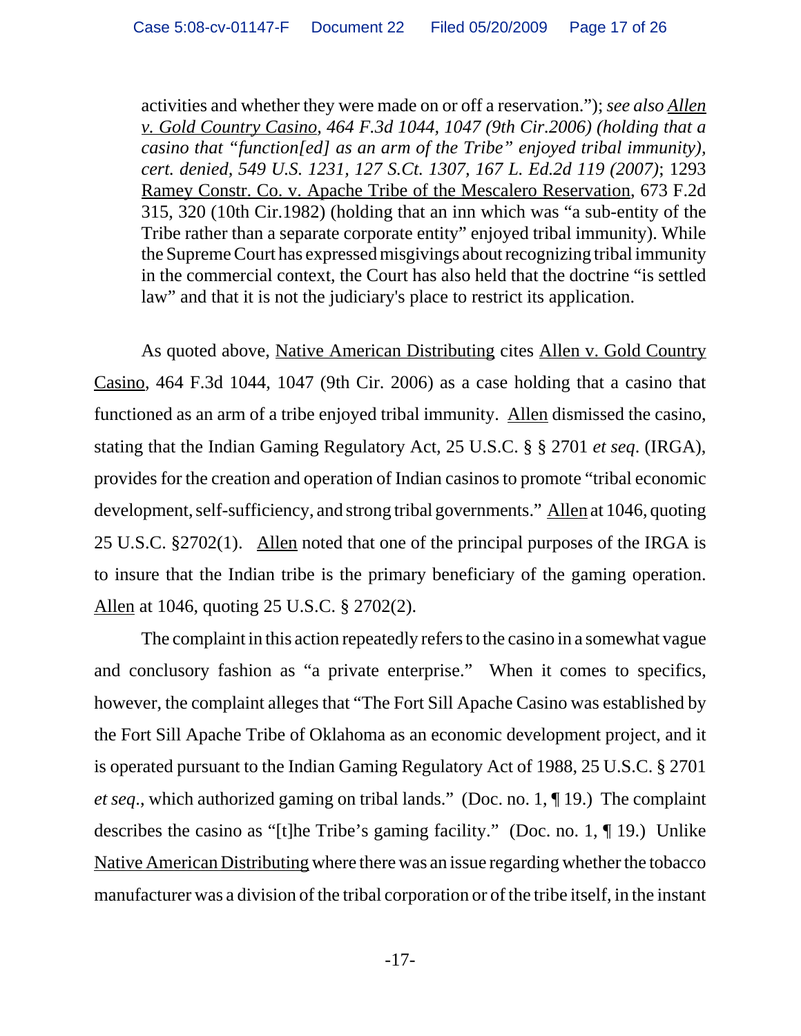activities and whether they were made on or off a reservation."); *see also Allen v. Gold Country Casino, 464 F.3d 1044, 1047 (9th Cir.2006) (holding that a casino that "function[ed] as an arm of the Tribe" enjoyed tribal immunity), cert. denied, 549 U.S. 1231, 127 S.Ct. 1307, 167 L. Ed.2d 119 (2007)*; 1293 Ramey Constr. Co. v. Apache Tribe of the Mescalero Reservation, 673 F.2d 315, 320 (10th Cir.1982) (holding that an inn which was "a sub-entity of the Tribe rather than a separate corporate entity" enjoyed tribal immunity). While the Supreme Court has expressed misgivings about recognizing tribal immunity in the commercial context, the Court has also held that the doctrine "is settled law" and that it is not the judiciary's place to restrict its application.

As quoted above, Native American Distributing cites Allen v. Gold Country Casino, 464 F.3d 1044, 1047 (9th Cir. 2006) as a case holding that a casino that functioned as an arm of a tribe enjoyed tribal immunity. Allen dismissed the casino, stating that the Indian Gaming Regulatory Act, 25 U.S.C. § § 2701 *et seq*. (IRGA), provides for the creation and operation of Indian casinos to promote "tribal economic development, self-sufficiency, and strong tribal governments." Allen at 1046, quoting 25 U.S.C. §2702(1). Allen noted that one of the principal purposes of the IRGA is to insure that the Indian tribe is the primary beneficiary of the gaming operation. Allen at 1046, quoting 25 U.S.C. § 2702(2).

The complaint in this action repeatedly refers to the casino in a somewhat vague and conclusory fashion as "a private enterprise." When it comes to specifics, however, the complaint alleges that "The Fort Sill Apache Casino was established by the Fort Sill Apache Tribe of Oklahoma as an economic development project, and it is operated pursuant to the Indian Gaming Regulatory Act of 1988, 25 U.S.C. § 2701 *et seq*., which authorized gaming on tribal lands." (Doc. no. 1, ¶ 19.) The complaint describes the casino as "[t]he Tribe's gaming facility." (Doc. no. 1, ¶ 19.) Unlike Native American Distributing where there was an issue regarding whether the tobacco manufacturer was a division of the tribal corporation or of the tribe itself, in the instant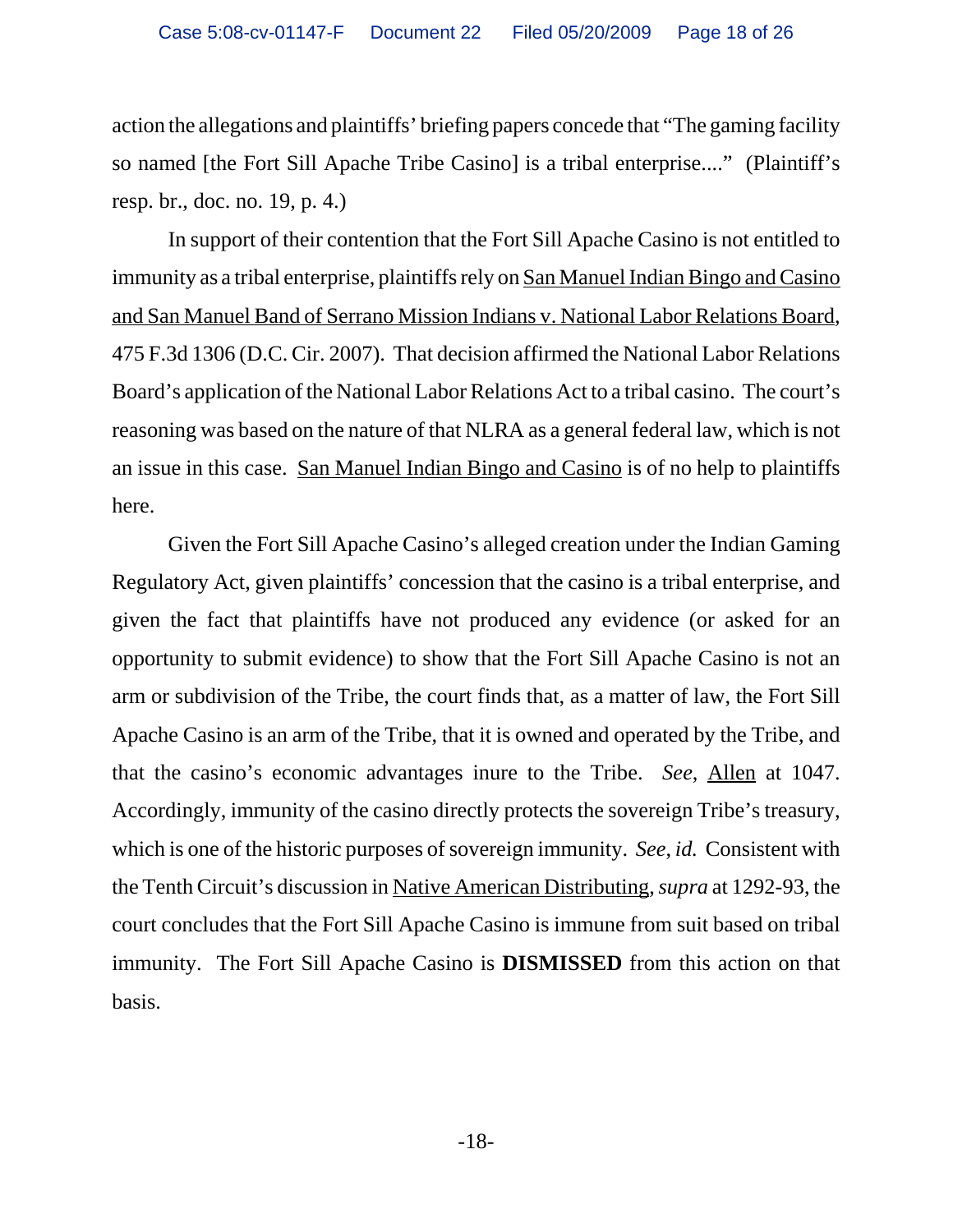action the allegations and plaintiffs' briefing papers concede that "The gaming facility so named [the Fort Sill Apache Tribe Casino] is a tribal enterprise...." (Plaintiff's resp. br., doc. no. 19, p. 4.)

In support of their contention that the Fort Sill Apache Casino is not entitled to immunity as a tribal enterprise, plaintiffs rely on San Manuel Indian Bingo and Casino and San Manuel Band of Serrano Mission Indians v. National Labor Relations Board, 475 F.3d 1306 (D.C. Cir. 2007). That decision affirmed the National Labor Relations Board's application of the National Labor Relations Act to a tribal casino. The court's reasoning was based on the nature of that NLRA as a general federal law, which is not an issue in this case. San Manuel Indian Bingo and Casino is of no help to plaintiffs here.

Given the Fort Sill Apache Casino's alleged creation under the Indian Gaming Regulatory Act, given plaintiffs' concession that the casino is a tribal enterprise, and given the fact that plaintiffs have not produced any evidence (or asked for an opportunity to submit evidence) to show that the Fort Sill Apache Casino is not an arm or subdivision of the Tribe, the court finds that, as a matter of law, the Fort Sill Apache Casino is an arm of the Tribe, that it is owned and operated by the Tribe, and that the casino's economic advantages inure to the Tribe. *See*, Allen at 1047. Accordingly, immunity of the casino directly protects the sovereign Tribe's treasury, which is one of the historic purposes of sovereign immunity. *See, id.* Consistent with the Tenth Circuit's discussion in Native American Distributing, *supra* at 1292-93, the court concludes that the Fort Sill Apache Casino is immune from suit based on tribal immunity. The Fort Sill Apache Casino is **DISMISSED** from this action on that basis.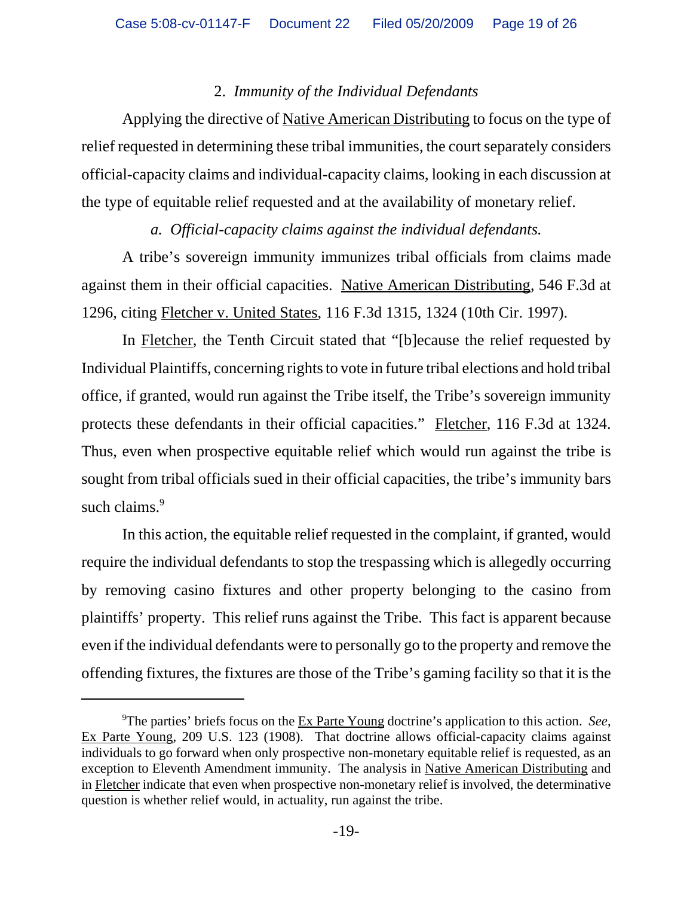### 2. *Immunity of the Individual Defendants*

Applying the directive of Native American Distributing to focus on the type of relief requested in determining these tribal immunities, the court separately considers official-capacity claims and individual-capacity claims, looking in each discussion at the type of equitable relief requested and at the availability of monetary relief.

#### *a. Official-capacity claims against the individual defendants.*

A tribe's sovereign immunity immunizes tribal officials from claims made against them in their official capacities. Native American Distributing, 546 F.3d at 1296, citing Fletcher v. United States, 116 F.3d 1315, 1324 (10th Cir. 1997).

In Fletcher, the Tenth Circuit stated that "[b]ecause the relief requested by Individual Plaintiffs, concerning rights to vote in future tribal elections and hold tribal office, if granted, would run against the Tribe itself, the Tribe's sovereign immunity protects these defendants in their official capacities." Fletcher, 116 F.3d at 1324. Thus, even when prospective equitable relief which would run against the tribe is sought from tribal officials sued in their official capacities, the tribe's immunity bars such claims.[9]

In this action, the equitable relief requested in the complaint, if granted, would require the individual defendants to stop the trespassing which is allegedly occurring by removing casino fixtures and other property belonging to the casino from plaintiffs' property. This relief runs against the Tribe. This fact is apparent because even if the individual defendants were to personally go to the property and remove the offending fixtures, the fixtures are those of the Tribe's gaming facility so that it is the

---

[9] The parties' briefs focus on the Ex Parte Young doctrine's application to this action. *See*, Ex Parte Young, 209 U.S. 123 (1908). That doctrine allows official-capacity claims against individuals to go forward when only prospective non-monetary equitable relief is requested, as an exception to Eleventh Amendment immunity. The analysis in Native American Distributing and in Fletcher indicate that even when prospective non-monetary relief is involved, the determinative question is whether relief would, in actuality, run against the tribe.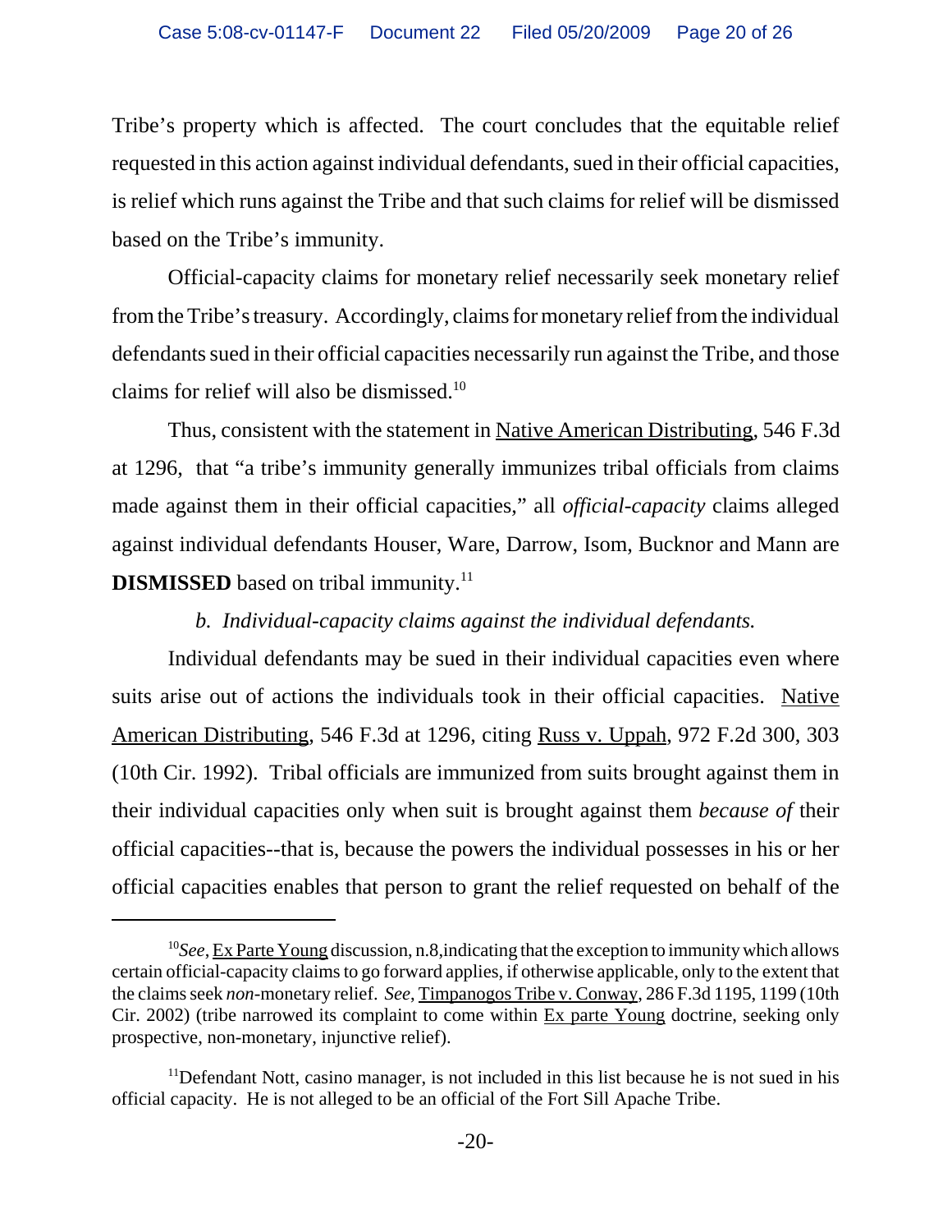Tribe's property which is affected. The court concludes that the equitable relief requested in this action against individual defendants, sued in their official capacities, is relief which runs against the Tribe and that such claims for relief will be dismissed based on the Tribe's immunity.

Official-capacity claims for monetary relief necessarily seek monetary relief from the Tribe's treasury. Accordingly, claims for monetary relief from the individual defendants sued in their official capacities necessarily run against the Tribe, and those claims for relief will also be dismissed.[10]

Thus, consistent with the statement in Native American Distributing, 546 F.3d at 1296, that "a tribe's immunity generally immunizes tribal officials from claims made against them in their official capacities," all *official-capacity* claims alleged against individual defendants Houser, Ware, Darrow, Isom, Bucknor and Mann are **DISMISSED** based on tribal immunity.[11]

*b. Individual-capacity claims against the individual defendants.*

Individual defendants may be sued in their individual capacities even where suits arise out of actions the individuals took in their official capacities. Native American Distributing, 546 F.3d at 1296, citing Russ v. Uppah, 972 F.2d 300, 303 (10th Cir. 1992). Tribal officials are immunized from suits brought against them in their individual capacities only when suit is brought against them *because of* their official capacities--that is, because the powers the individual possesses in his or her official capacities enables that person to grant the relief requested on behalf of the

---

[10] *See*, Ex Parte Young discussion, n.8, indicating that the exception to immunity which allows certain official-capacity claims to go forward applies, if otherwise applicable, only to the extent that the claims seek *non*-monetary relief. *See*, Timpanogos Tribe v. Conway, 286 F.3d 1195, 1199 (10th Cir. 2002) (tribe narrowed its complaint to come within Ex parte Young doctrine, seeking only prospective, non-monetary, injunctive relief).

[11] Defendant Nott, casino manager, is not included in this list because he is not sued in his official capacity. He is not alleged to be an official of the Fort Sill Apache Tribe.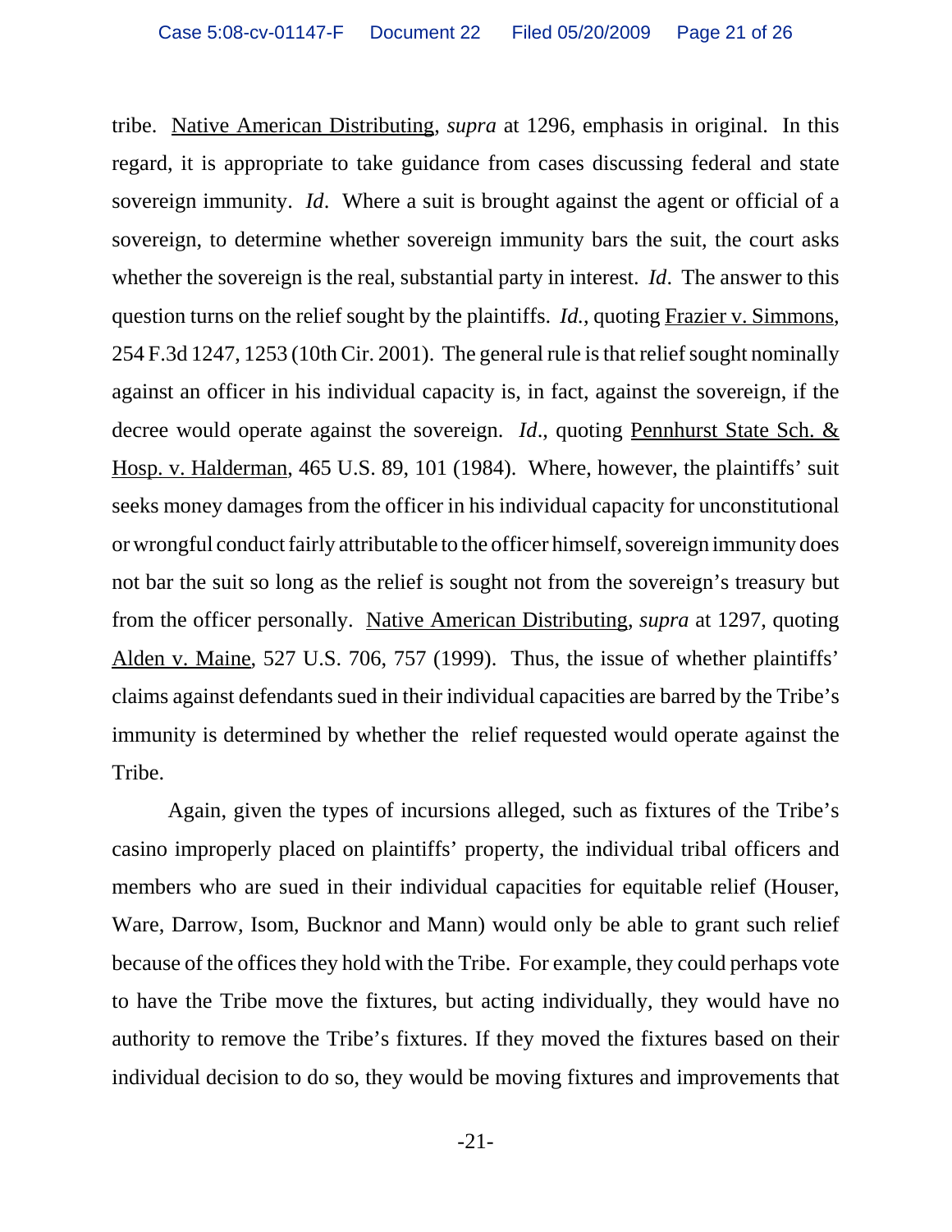tribe. Native American Distributing, *supra* at 1296, emphasis in original. In this regard, it is appropriate to take guidance from cases discussing federal and state sovereign immunity. *Id*. Where a suit is brought against the agent or official of a sovereign, to determine whether sovereign immunity bars the suit, the court asks whether the sovereign is the real, substantial party in interest. *Id*. The answer to this question turns on the relief sought by the plaintiffs. *Id.*, quoting Frazier v. Simmons, 254 F.3d 1247, 1253 (10th Cir. 2001). The general rule is that relief sought nominally against an officer in his individual capacity is, in fact, against the sovereign, if the decree would operate against the sovereign. *Id*., quoting Pennhurst State Sch. & Hosp. v. Halderman, 465 U.S. 89, 101 (1984). Where, however, the plaintiffs' suit seeks money damages from the officer in his individual capacity for unconstitutional or wrongful conduct fairly attributable to the officer himself, sovereign immunity does not bar the suit so long as the relief is sought not from the sovereign's treasury but from the officer personally. Native American Distributing, *supra* at 1297, quoting Alden v. Maine, 527 U.S. 706, 757 (1999). Thus, the issue of whether plaintiffs' claims against defendants sued in their individual capacities are barred by the Tribe's immunity is determined by whether the relief requested would operate against the Tribe.

Again, given the types of incursions alleged, such as fixtures of the Tribe's casino improperly placed on plaintiffs' property, the individual tribal officers and members who are sued in their individual capacities for equitable relief (Houser, Ware, Darrow, Isom, Bucknor and Mann) would only be able to grant such relief because of the offices they hold with the Tribe. For example, they could perhaps vote to have the Tribe move the fixtures, but acting individually, they would have no authority to remove the Tribe's fixtures. If they moved the fixtures based on their individual decision to do so, they would be moving fixtures and improvements that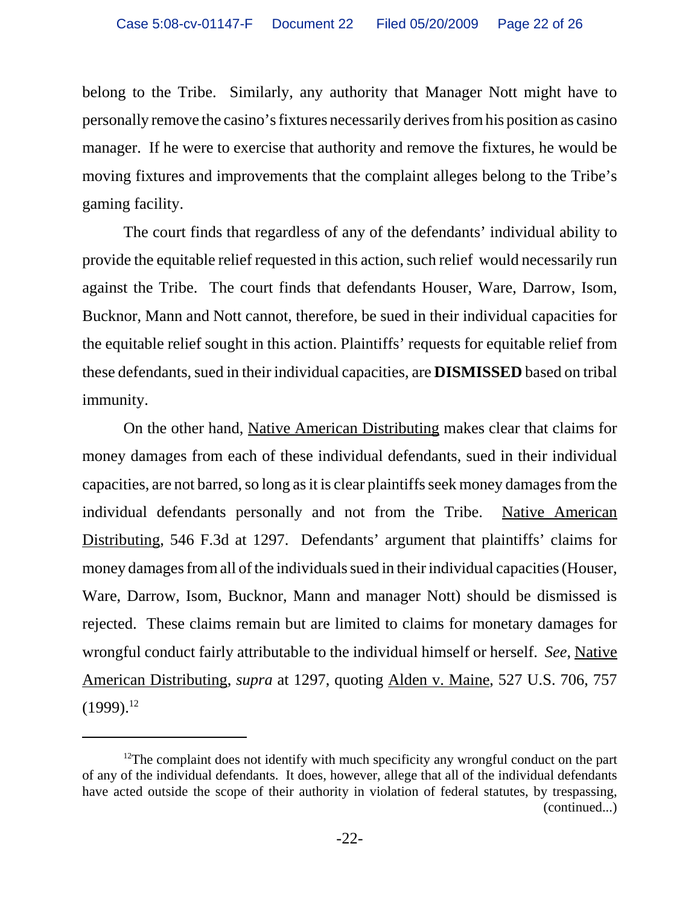belong to the Tribe. Similarly, any authority that Manager Nott might have to personally remove the casino's fixtures necessarily derives from his position as casino manager. If he were to exercise that authority and remove the fixtures, he would be moving fixtures and improvements that the complaint alleges belong to the Tribe's gaming facility.

The court finds that regardless of any of the defendants' individual ability to provide the equitable relief requested in this action, such relief would necessarily run against the Tribe. The court finds that defendants Houser, Ware, Darrow, Isom, Bucknor, Mann and Nott cannot, therefore, be sued in their individual capacities for the equitable relief sought in this action. Plaintiffs' requests for equitable relief from these defendants, sued in their individual capacities, are **DISMISSED** based on tribal immunity.

On the other hand, Native American Distributing makes clear that claims for money damages from each of these individual defendants, sued in their individual capacities, are not barred, so long as it is clear plaintiffs seek money damages from the individual defendants personally and not from the Tribe. Native American Distributing, 546 F.3d at 1297. Defendants' argument that plaintiffs' claims for money damages from all of the individuals sued in their individual capacities (Houser, Ware, Darrow, Isom, Bucknor, Mann and manager Nott) should be dismissed is rejected. These claims remain but are limited to claims for monetary damages for wrongful conduct fairly attributable to the individual himself or herself. *See*, Native American Distributing, *supra* at 1297, quoting Alden v. Maine, 527 U.S. 706, 757 (1999).[12]

---

[12]The complaint does not identify with much specificity any wrongful conduct on the part of any of the individual defendants. It does, however, allege that all of the individual defendants have acted outside the scope of their authority in violation of federal statutes, by trespassing, (continued...)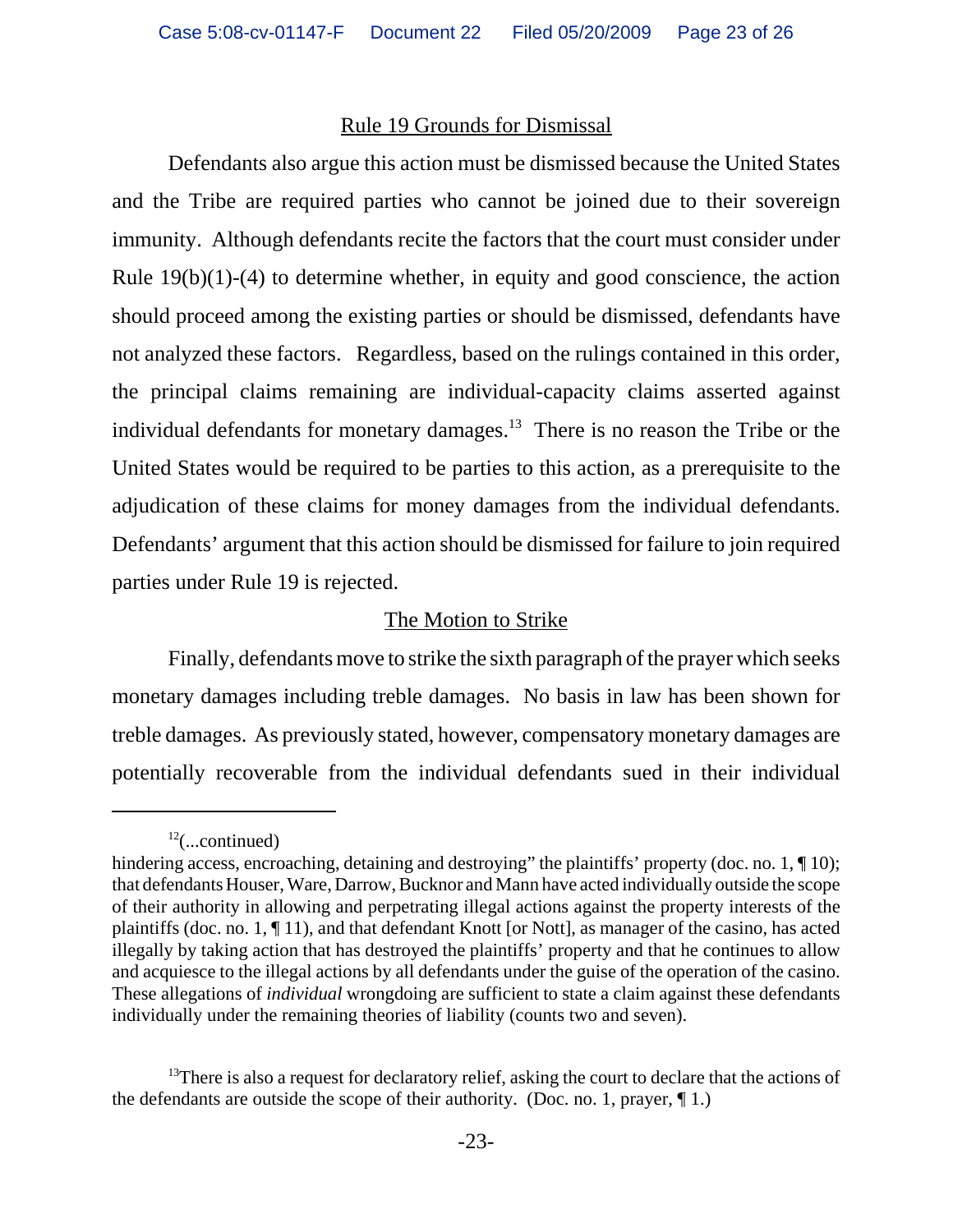## Rule 19 Grounds for Dismissal

Defendants also argue this action must be dismissed because the United States and the Tribe are required parties who cannot be joined due to their sovereign immunity. Although defendants recite the factors that the court must consider under Rule 19(b)(1)-(4) to determine whether, in equity and good conscience, the action should proceed among the existing parties or should be dismissed, defendants have not analyzed these factors. Regardless, based on the rulings contained in this order, the principal claims remaining are individual-capacity claims asserted against individual defendants for monetary damages.[13] There is no reason the Tribe or the United States would be required to be parties to this action, as a prerequisite to the adjudication of these claims for money damages from the individual defendants. Defendants' argument that this action should be dismissed for failure to join required parties under Rule 19 is rejected.

## The Motion to Strike

Finally, defendants move to strike the sixth paragraph of the prayer which seeks monetary damages including treble damages. No basis in law has been shown for treble damages. As previously stated, however, compensatory monetary damages are potentially recoverable from the individual defendants sued in their individual

---

[12](...continued)
hindering access, encroaching, detaining and destroying" the plaintiffs' property (doc. no. 1, ¶ 10); that defendants Houser, Ware, Darrow, Bucknor and Mann have acted individually outside the scope of their authority in allowing and perpetrating illegal actions against the property interests of the plaintiffs (doc. no. 1, ¶ 11), and that defendant Knott [or Nott], as manager of the casino, has acted illegally by taking action that has destroyed the plaintiffs' property and that he continues to allow and acquiesce to the illegal actions by all defendants under the guise of the operation of the casino. These allegations of *individual* wrongdoing are sufficient to state a claim against these defendants individually under the remaining theories of liability (counts two and seven).

[13]There is also a request for declaratory relief, asking the court to declare that the actions of the defendants are outside the scope of their authority. (Doc. no. 1, prayer, ¶ 1.)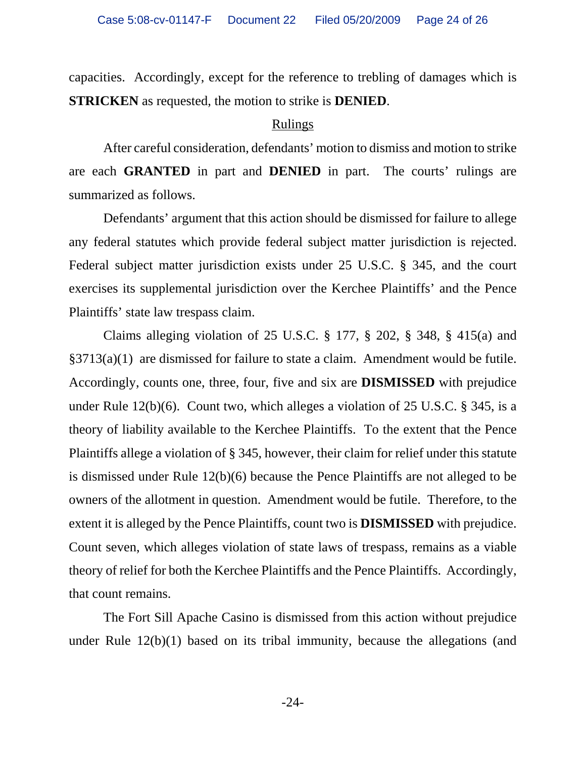capacities. Accordingly, except for the reference to trebling of damages which is **STRICKEN** as requested, the motion to strike is **DENIED**.

<u>Rulings</u>

After careful consideration, defendants' motion to dismiss and motion to strike are each **GRANTED** in part and **DENIED** in part. The courts' rulings are summarized as follows.

Defendants' argument that this action should be dismissed for failure to allege any federal statutes which provide federal subject matter jurisdiction is rejected. Federal subject matter jurisdiction exists under 25 U.S.C. § 345, and the court exercises its supplemental jurisdiction over the Kerchee Plaintiffs' and the Pence Plaintiffs' state law trespass claim.

Claims alleging violation of 25 U.S.C. § 177, § 202, § 348, § 415(a) and §3713(a)(1) are dismissed for failure to state a claim. Amendment would be futile. Accordingly, counts one, three, four, five and six are **DISMISSED** with prejudice under Rule 12(b)(6). Count two, which alleges a violation of 25 U.S.C. § 345, is a theory of liability available to the Kerchee Plaintiffs. To the extent that the Pence Plaintiffs allege a violation of § 345, however, their claim for relief under this statute is dismissed under Rule 12(b)(6) because the Pence Plaintiffs are not alleged to be owners of the allotment in question. Amendment would be futile. Therefore, to the extent it is alleged by the Pence Plaintiffs, count two is **DISMISSED** with prejudice. Count seven, which alleges violation of state laws of trespass, remains as a viable theory of relief for both the Kerchee Plaintiffs and the Pence Plaintiffs. Accordingly, that count remains.

The Fort Sill Apache Casino is dismissed from this action without prejudice under Rule 12(b)(1) based on its tribal immunity, because the allegations (and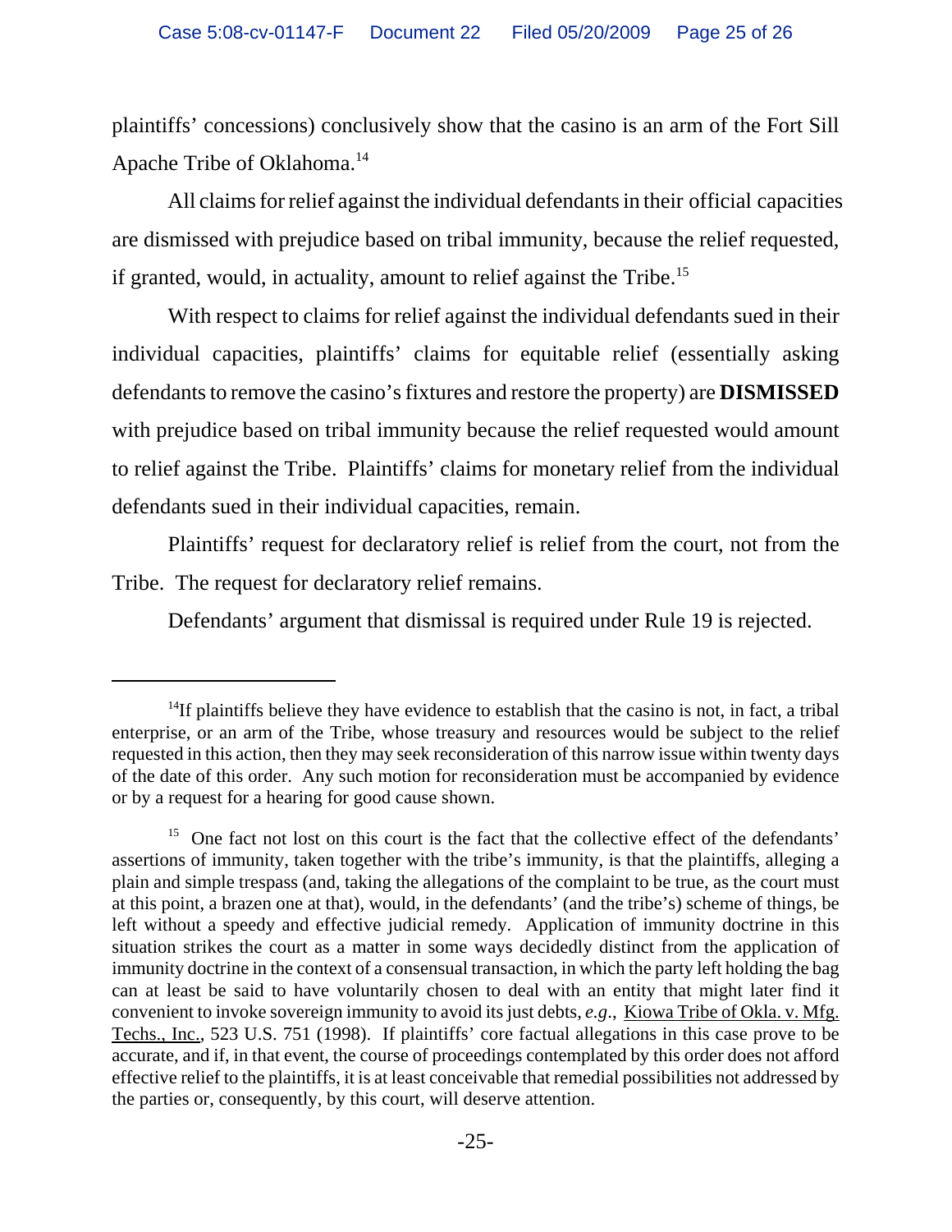plaintiffs' concessions) conclusively show that the casino is an arm of the Fort Sill Apache Tribe of Oklahoma.[14]

All claims for relief against the individual defendants in their official capacities are dismissed with prejudice based on tribal immunity, because the relief requested, if granted, would, in actuality, amount to relief against the Tribe.[15]

With respect to claims for relief against the individual defendants sued in their individual capacities, plaintiffs' claims for equitable relief (essentially asking defendants to remove the casino's fixtures and restore the property) are **DISMISSED** with prejudice based on tribal immunity because the relief requested would amount to relief against the Tribe. Plaintiffs' claims for monetary relief from the individual defendants sued in their individual capacities, remain.

Plaintiffs' request for declaratory relief is relief from the court, not from the Tribe. The request for declaratory relief remains.

Defendants' argument that dismissal is required under Rule 19 is rejected.

---

[14] If plaintiffs believe they have evidence to establish that the casino is not, in fact, a tribal enterprise, or an arm of the Tribe, whose treasury and resources would be subject to the relief requested in this action, then they may seek reconsideration of this narrow issue within twenty days of the date of this order. Any such motion for reconsideration must be accompanied by evidence or by a request for a hearing for good cause shown.

[15] One fact not lost on this court is the fact that the collective effect of the defendants' assertions of immunity, taken together with the tribe's immunity, is that the plaintiffs, alleging a plain and simple trespass (and, taking the allegations of the complaint to be true, as the court must at this point, a brazen one at that), would, in the defendants' (and the tribe's) scheme of things, be left without a speedy and effective judicial remedy. Application of immunity doctrine in this situation strikes the court as a matter in some ways decidedly distinct from the application of immunity doctrine in the context of a consensual transaction, in which the party left holding the bag can at least be said to have voluntarily chosen to deal with an entity that might later find it convenient to invoke sovereign immunity to avoid its just debts, *e.g.*, Kiowa Tribe of Okla. v. Mfg. Techs., Inc., 523 U.S. 751 (1998). If plaintiffs' core factual allegations in this case prove to be accurate, and if, in that event, the course of proceedings contemplated by this order does not afford effective relief to the plaintiffs, it is at least conceivable that remedial possibilities not addressed by the parties or, consequently, by this court, will deserve attention.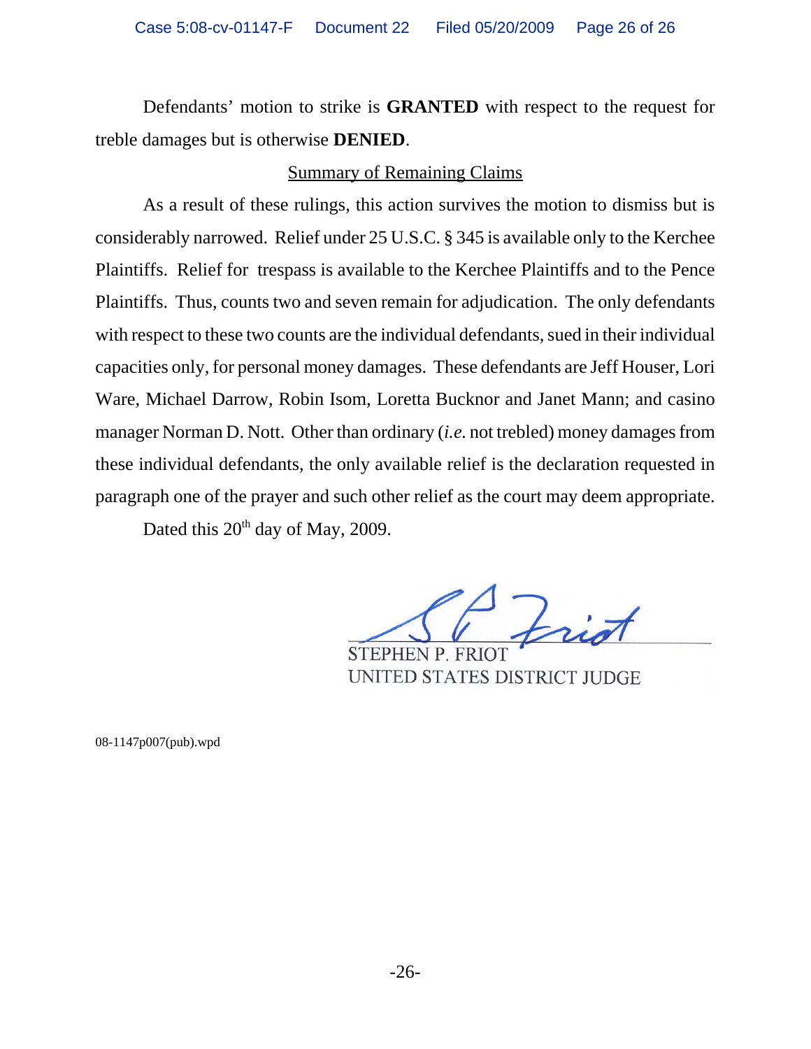Defendants' motion to strike is **GRANTED** with respect to the request for treble damages but is otherwise **DENIED**.

<u>Summary of Remaining Claims</u>

As a result of these rulings, this action survives the motion to dismiss but is considerably narrowed. Relief under 25 U.S.C. § 345 is available only to the Kerchee Plaintiffs. Relief for trespass is available to the Kerchee Plaintiffs and to the Pence Plaintiffs. Thus, counts two and seven remain for adjudication. The only defendants with respect to these two counts are the individual defendants, sued in their individual capacities only, for personal money damages. These defendants are Jeff Houser, Lori Ware, Michael Darrow, Robin Isom, Loretta Bucknor and Janet Mann; and casino manager Norman D. Nott. Other than ordinary (*i.e.* not trebled) money damages from these individual defendants, the only available relief is the declaration requested in paragraph one of the prayer and such other relief as the court may deem appropriate.

Dated this 20th day of May, 2009.

STEPHEN P. FRIOT
UNITED STATES DISTRICT JUDGE

08-1147p007(pub).wpd